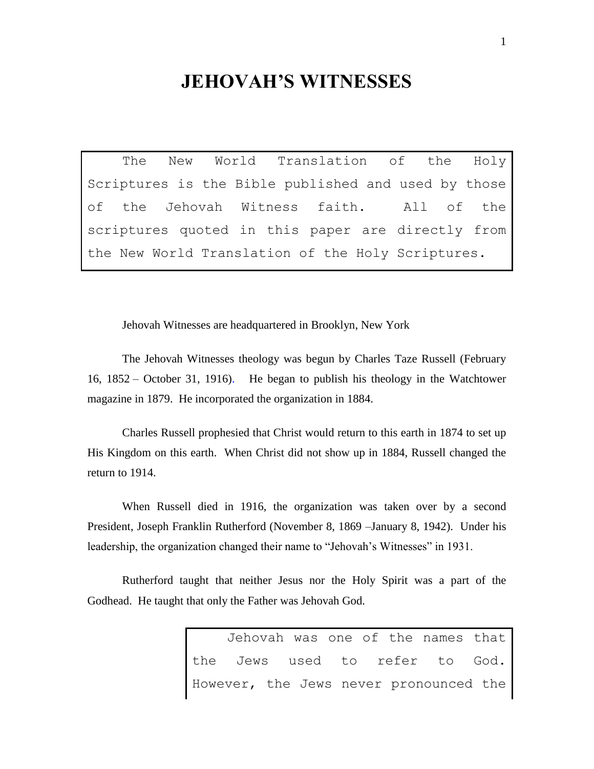# JEHOVAH'S WITNESSES

> The New World Translation of the Holy Scriptures is the Bible published and used by those of the Jehovah Witness faith. All of the scriptures quoted in this paper are directly from the New World Translation of the Holy Scriptures.

Jehovah Witnesses are headquartered in Brooklyn, New York

The Jehovah Witnesses theology was begun by Charles Taze Russell (February 16, 1852 – October 31, 1916). He began to publish his theology in the Watchtower magazine in 1879. He incorporated the organization in 1884.

Charles Russell prophesied that Christ would return to this earth in 1874 to set up His Kingdom on this earth. When Christ did not show up in 1884, Russell changed the return to 1914.

When Russell died in 1916, the organization was taken over by a second President, Joseph Franklin Rutherford (November 8, 1869 –January 8, 1942). Under his leadership, the organization changed their name to "Jehovah's Witnesses" in 1931.

Rutherford taught that neither Jesus nor the Holy Spirit was a part of the Godhead. He taught that only the Father was Jehovah God.

> Jehovah was one of the names that the Jews used to refer to God. However, the Jews never pronounced the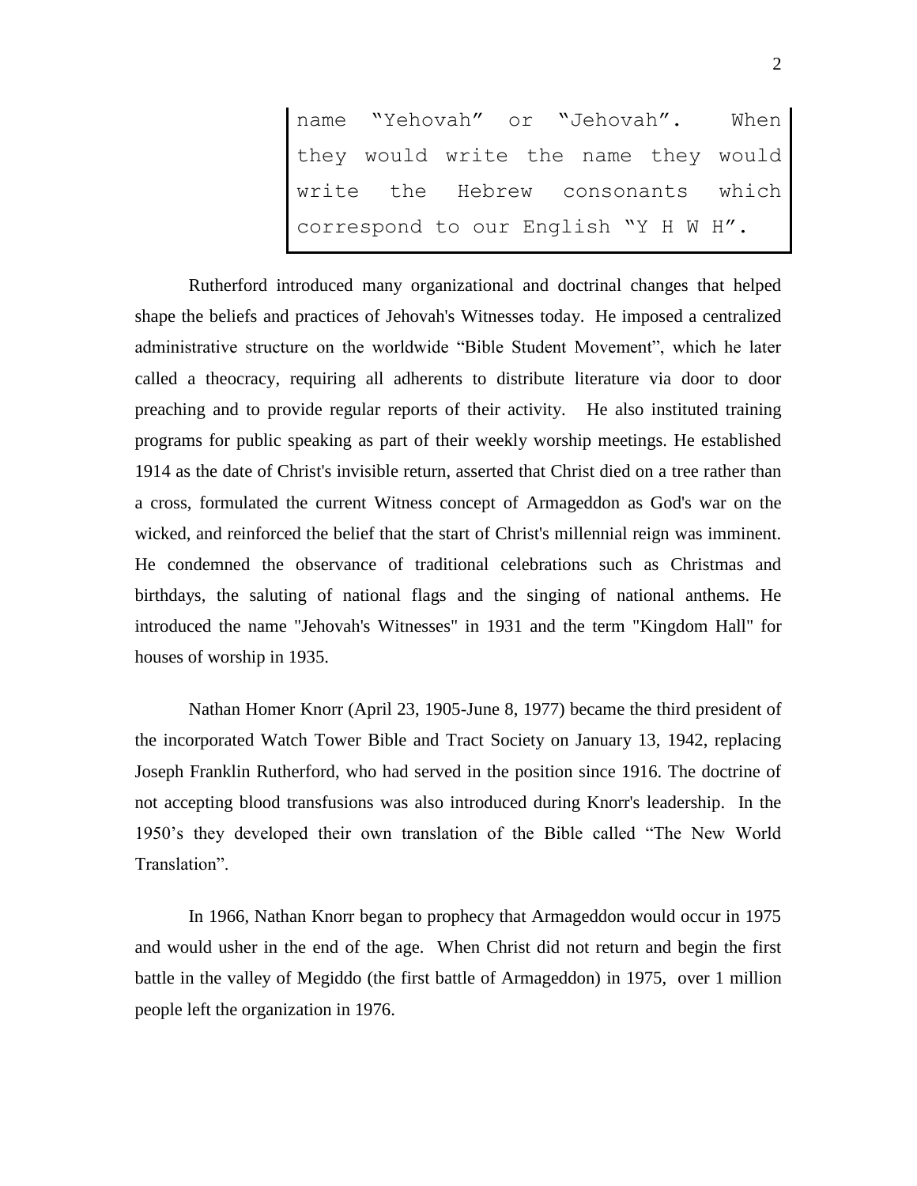> name "Yehovah" or "Jehovah". When they would write the name they would write the Hebrew consonants which correspond to our English "Y H W H".

Rutherford introduced many organizational and doctrinal changes that helped shape the beliefs and practices of Jehovah's Witnesses today. He imposed a centralized administrative structure on the worldwide "Bible Student Movement", which he later called a theocracy, requiring all adherents to distribute literature via door to door preaching and to provide regular reports of their activity. He also instituted training programs for public speaking as part of their weekly worship meetings. He established 1914 as the date of Christ's invisible return, asserted that Christ died on a tree rather than a cross, formulated the current Witness concept of Armageddon as God's war on the wicked, and reinforced the belief that the start of Christ's millennial reign was imminent. He condemned the observance of traditional celebrations such as Christmas and birthdays, the saluting of national flags and the singing of national anthems. He introduced the name "Jehovah's Witnesses" in 1931 and the term "Kingdom Hall" for houses of worship in 1935.

Nathan Homer Knorr (April 23, 1905-June 8, 1977) became the third president of the incorporated Watch Tower Bible and Tract Society on January 13, 1942, replacing Joseph Franklin Rutherford, who had served in the position since 1916. The doctrine of not accepting blood transfusions was also introduced during Knorr's leadership. In the 1950's they developed their own translation of the Bible called "The New World Translation".

In 1966, Nathan Knorr began to prophecy that Armageddon would occur in 1975 and would usher in the end of the age. When Christ did not return and begin the first battle in the valley of Megiddo (the first battle of Armageddon) in 1975, over 1 million people left the organization in 1976.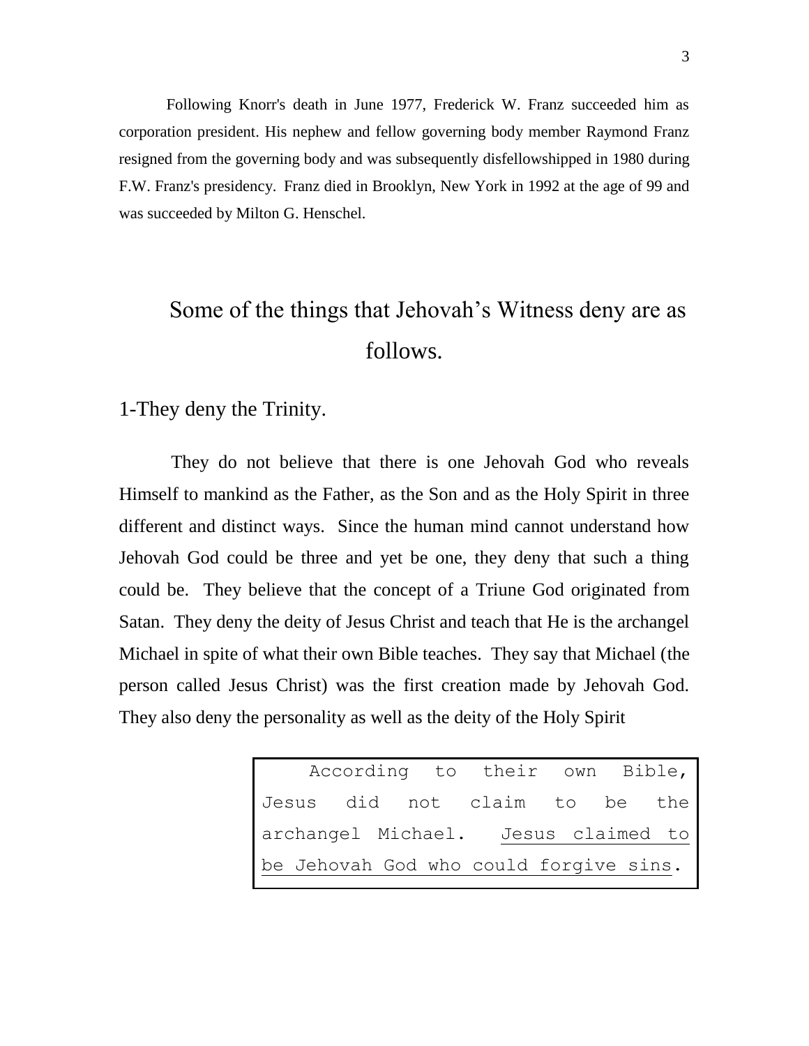Following Knorr's death in June 1977, Frederick W. Franz succeeded him as corporation president. His nephew and fellow governing body member Raymond Franz resigned from the governing body and was subsequently disfellowshipped in 1980 during F.W. Franz's presidency. Franz died in Brooklyn, New York in 1992 at the age of 99 and was succeeded by Milton G. Henschel.

# Some of the things that Jehovah's Witness deny are as follows.

## 1-They deny the Trinity.

They do not believe that there is one Jehovah God who reveals Himself to mankind as the Father, as the Son and as the Holy Spirit in three different and distinct ways. Since the human mind cannot understand how Jehovah God could be three and yet be one, they deny that such a thing could be. They believe that the concept of a Triune God originated from Satan. They deny the deity of Jesus Christ and teach that He is the archangel Michael in spite of what their own Bible teaches. They say that Michael (the person called Jesus Christ) was the first creation made by Jehovah God. They also deny the personality as well as the deity of the Holy Spirit

> According to their own Bible, Jesus did not claim to be the archangel Michael. <u>Jesus claimed to be Jehovah God who could forgive sins</u>.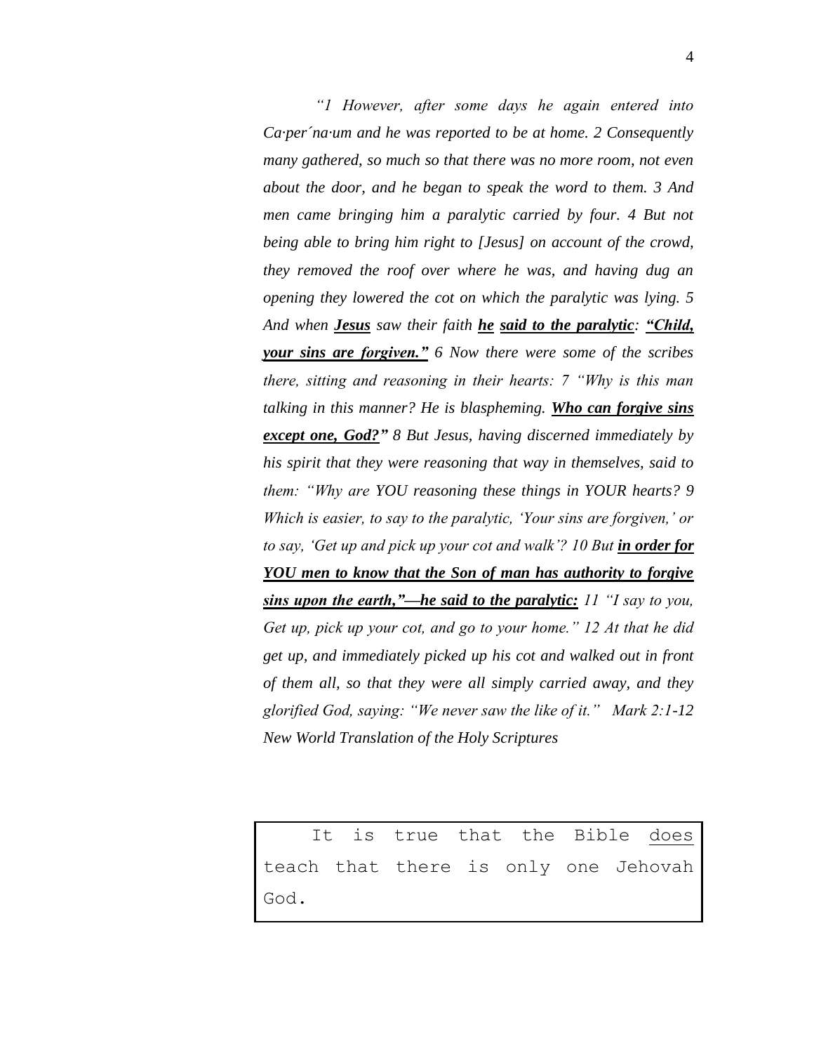*"1 However, after some days he again entered into Ca·per´na·um and he was reported to be at home. 2 Consequently many gathered, so much so that there was no more room, not even about the door, and he began to speak the word to them. 3 And men came bringing him a paralytic carried by four. 4 But not being able to bring him right to [Jesus] on account of the crowd, they removed the roof over where he was, and having dug an opening they lowered the cot on which the paralytic was lying. 5 And when **Jesus** saw their faith **he** **said to the paralytic**: **"Child, your sins are forgiven."** 6 Now there were some of the scribes there, sitting and reasoning in their hearts: 7 "Why is this man talking in this manner? He is blaspheming. **Who can forgive sins except one, God?"** 8 But Jesus, having discerned immediately by his spirit that they were reasoning that way in themselves, said to them: "Why are YOU reasoning these things in YOUR hearts? 9 Which is easier, to say to the paralytic, 'Your sins are forgiven,' or to say, 'Get up and pick up your cot and walk'? 10 But **in order for YOU men to know that the Son of man has authority to forgive sins upon the earth,"—he said to the paralytic:** 11 "I say to you, Get up, pick up your cot, and go to your home." 12 At that he did get up, and immediately picked up his cot and walked out in front of them all, so that they were all simply carried away, and they glorified God, saying: "We never saw the like of it." Mark 2:1-12 New World Translation of the Holy Scriptures*

> It is true that the Bible <u>does</u> teach that there is only one Jehovah God.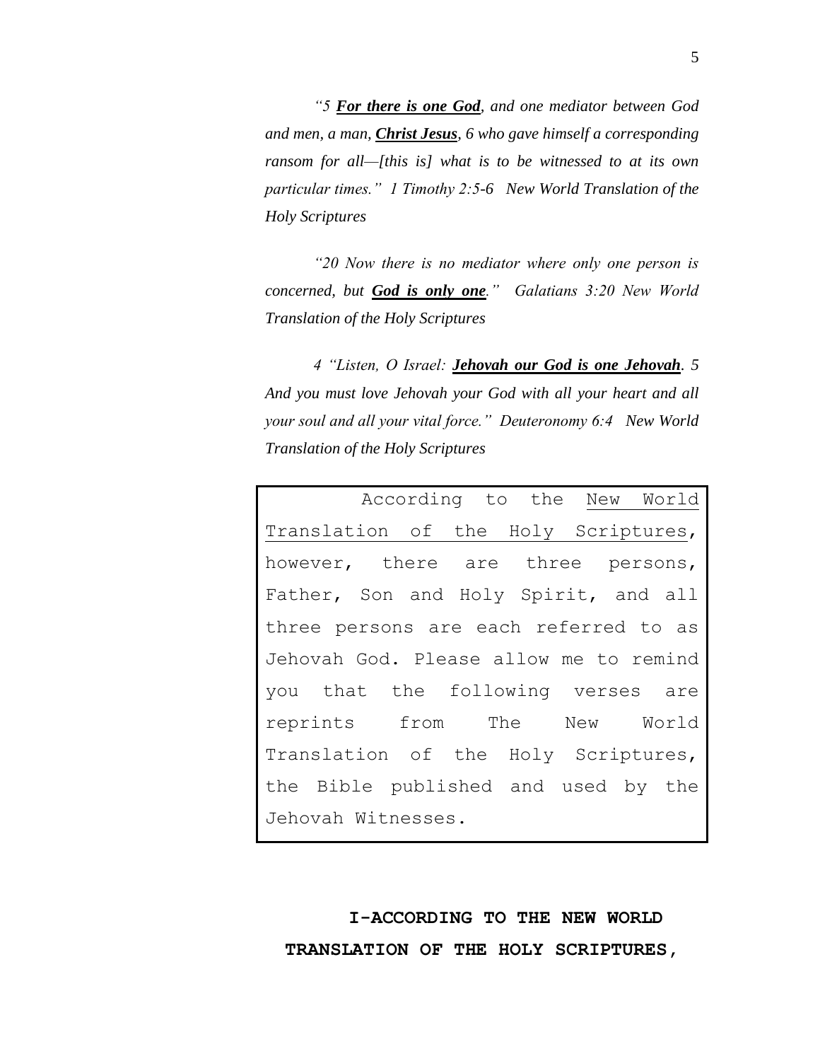*"5 **For there is one God**, and one mediator between God and men, a man, **Christ Jesus**, 6 who gave himself a corresponding ransom for all—[this is] what is to be witnessed to at its own particular times." 1 Timothy 2:5-6 New World Translation of the Holy Scriptures*

*"20 Now there is no mediator where only one person is concerned, but **God is only one**." Galatians 3:20 New World Translation of the Holy Scriptures*

*4 "Listen, O Israel: **Jehovah our God is one Jehovah**. 5 And you must love Jehovah your God with all your heart and all your soul and all your vital force." Deuteronomy 6:4 New World Translation of the Holy Scriptures*

> According to the <u>New World Translation of the Holy Scriptures</u>, however, there are three persons, Father, Son and Holy Spirit, and all three persons are each referred to as Jehovah God. Please allow me to remind you that the following verses are reprints from The New World Translation of the Holy Scriptures, the Bible published and used by the Jehovah Witnesses.

## I-ACCORDING TO THE NEW WORLD TRANSLATION OF THE HOLY SCRIPTURES,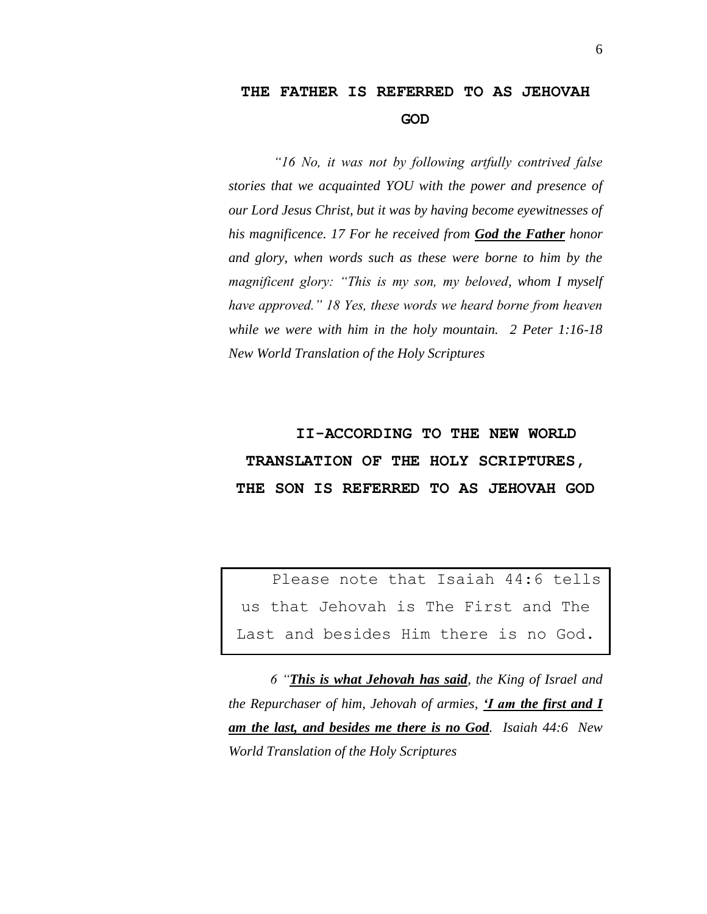## THE FATHER IS REFERRED TO AS JEHOVAH GOD

*"16 No, it was not by following artfully contrived false stories that we acquainted YOU with the power and presence of our Lord Jesus Christ, but it was by having become eyewitnesses of his magnificence. 17 For he received from **God the Father** honor and glory, when words such as these were borne to him by the magnificent glory: "This is my son, my beloved, whom I myself have approved." 18 Yes, these words we heard borne from heaven while we were with him in the holy mountain. 2 Peter 1:16-18 New World Translation of the Holy Scriptures*

## II-ACCORDING TO THE NEW WORLD TRANSLATION OF THE HOLY SCRIPTURES, THE SON IS REFERRED TO AS JEHOVAH GOD

Please note that Isaiah 44:6 tells us that Jehovah is The First and The Last and besides Him there is no God.

*6 "**This is what Jehovah has said**, the King of Israel and the Repurchaser of him, Jehovah of armies, **'I am the first and I am the last, and besides me there is no God**. Isaiah 44:6 New World Translation of the Holy Scriptures*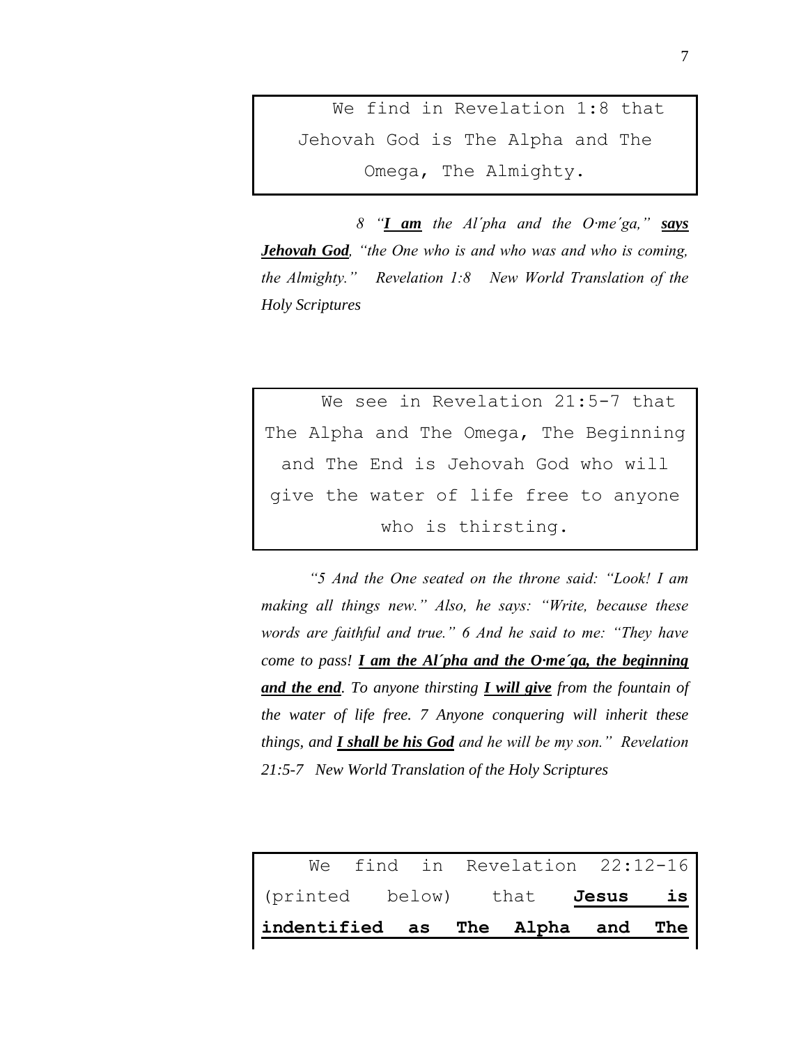> We find in Revelation 1:8 that Jehovah God is The Alpha and The Omega, The Almighty.

*8 "**I am** the Al´pha and the O·me´ga," **says Jehovah God**, "the One who is and who was and who is coming, the Almighty." Revelation 1:8 New World Translation of the Holy Scriptures*

> We see in Revelation 21:5-7 that The Alpha and The Omega, The Beginning and The End is Jehovah God who will give the water of life free to anyone who is thirsting.

*"5 And the One seated on the throne said: "Look! I am making all things new." Also, he says: "Write, because these words are faithful and true." 6 And he said to me: "They have come to pass! **I am the Al´pha and the O·me´ga, the beginning and the end**. To anyone thirsting **I will give** from the fountain of the water of life free. 7 Anyone conquering will inherit these things, and **I shall be his God** and he will be my son." Revelation 21:5-7 New World Translation of the Holy Scriptures*

> We find in Revelation 22:12-16 (printed below) that **Jesus is indentified as The Alpha and The**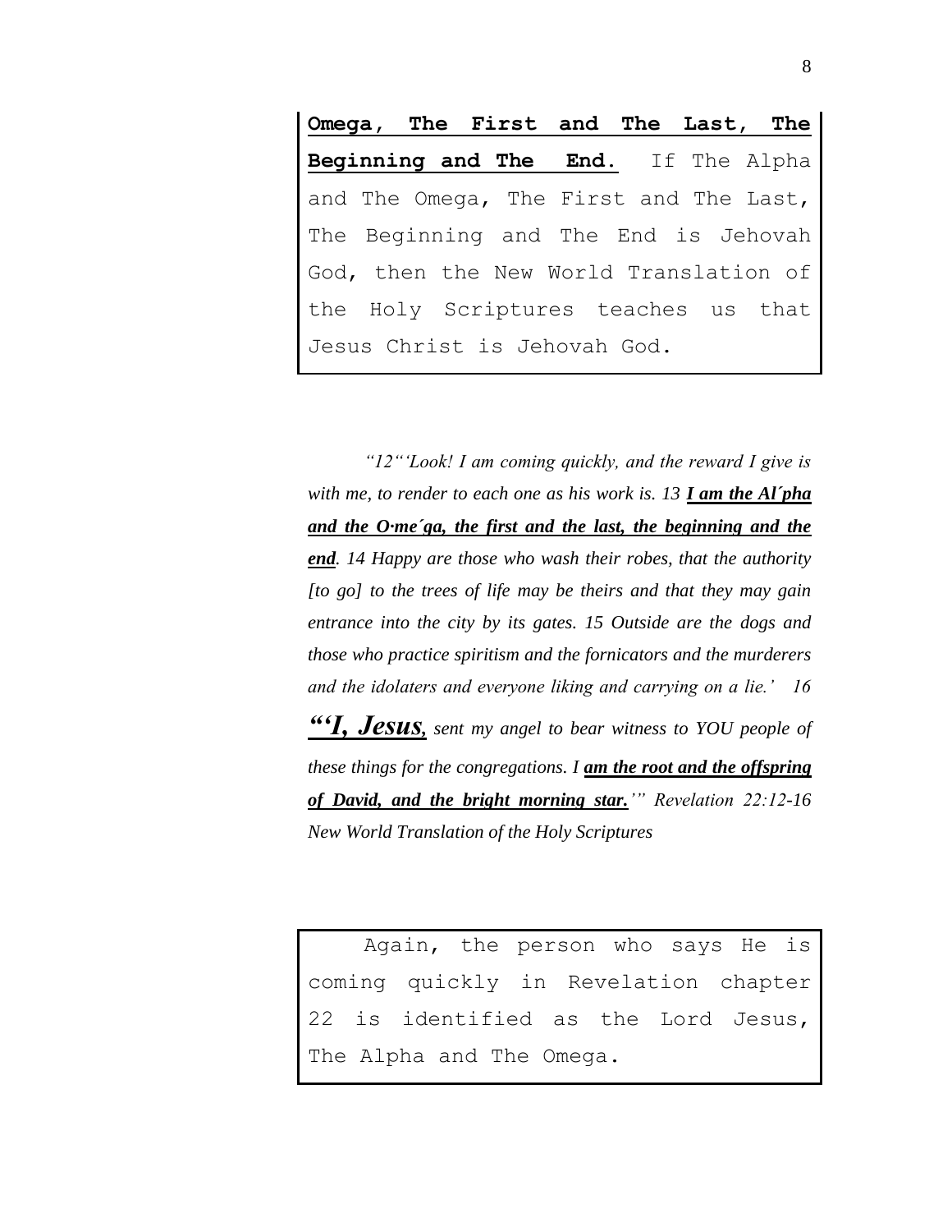**Omega, The First and The Last, The Beginning and The End.** If The Alpha and The Omega, The First and The Last, The Beginning and The End is Jehovah God, then the New World Translation of the Holy Scriptures teaches us that Jesus Christ is Jehovah God.

*"12"'Look! I am coming quickly, and the reward I give is with me, to render to each one as his work is. 13* ***I am the Al´pha and the O·me´ga, the first and the last, the beginning and the end****. 14 Happy are those who wash their robes, that the authority [to go] to the trees of life may be theirs and that they may gain entrance into the city by its gates. 15 Outside are the dogs and those who practice spiritism and the fornicators and the murderers and the idolaters and everyone liking and carrying on a lie.' 16* ***"'I, Jesus****, sent my angel to bear witness to YOU people of these things for the congregations. I* ***am the root and the offspring of David, and the bright morning star.****'" Revelation 22:12-16 New World Translation of the Holy Scriptures*

Again, the person who says He is coming quickly in Revelation chapter 22 is identified as the Lord Jesus, The Alpha and The Omega.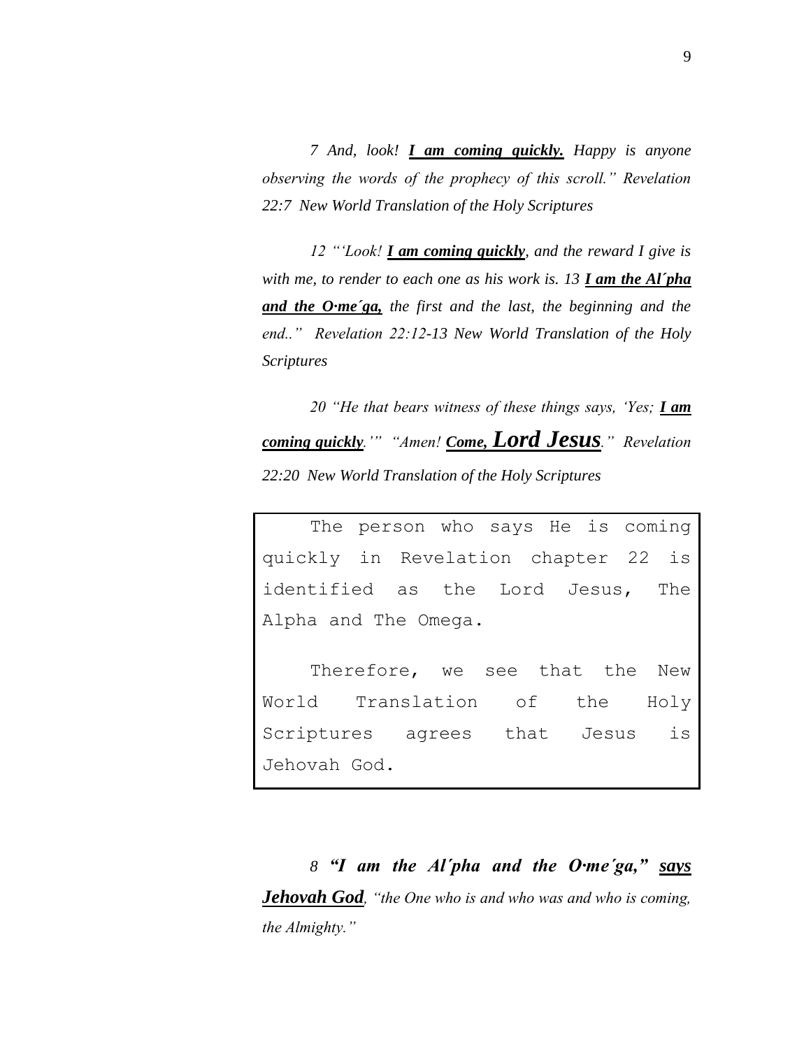*7 And, look! **<u>I am coming quickly.</u>** Happy is anyone observing the words of the prophecy of this scroll." Revelation 22:7 New World Translation of the Holy Scriptures*

*12 "'Look! **<u>I am coming quickly</u>**, and the reward I give is with me, to render to each one as his work is. 13 **<u>I am the Al´pha and the O·me´ga,</u>** the first and the last, the beginning and the end.." Revelation 22:12-13 New World Translation of the Holy Scriptures*

*20 "He that bears witness of these things says, 'Yes; **<u>I am coming quickly</u>**.'" "Amen! **<u>Come, Lord Jesus</u>**." Revelation 22:20 New World Translation of the Holy Scriptures*

> The person who says He is coming quickly in Revelation chapter 22 is identified as the Lord Jesus, The Alpha and The Omega.
>
> Therefore, we see that the New World Translation of the Holy Scriptures agrees that Jesus is Jehovah God.

*8 **"I am the Al´pha and the O·me´ga," <u>says</u> <u>Jehovah God</u>**, "the One who is and who was and who is coming, the Almighty."*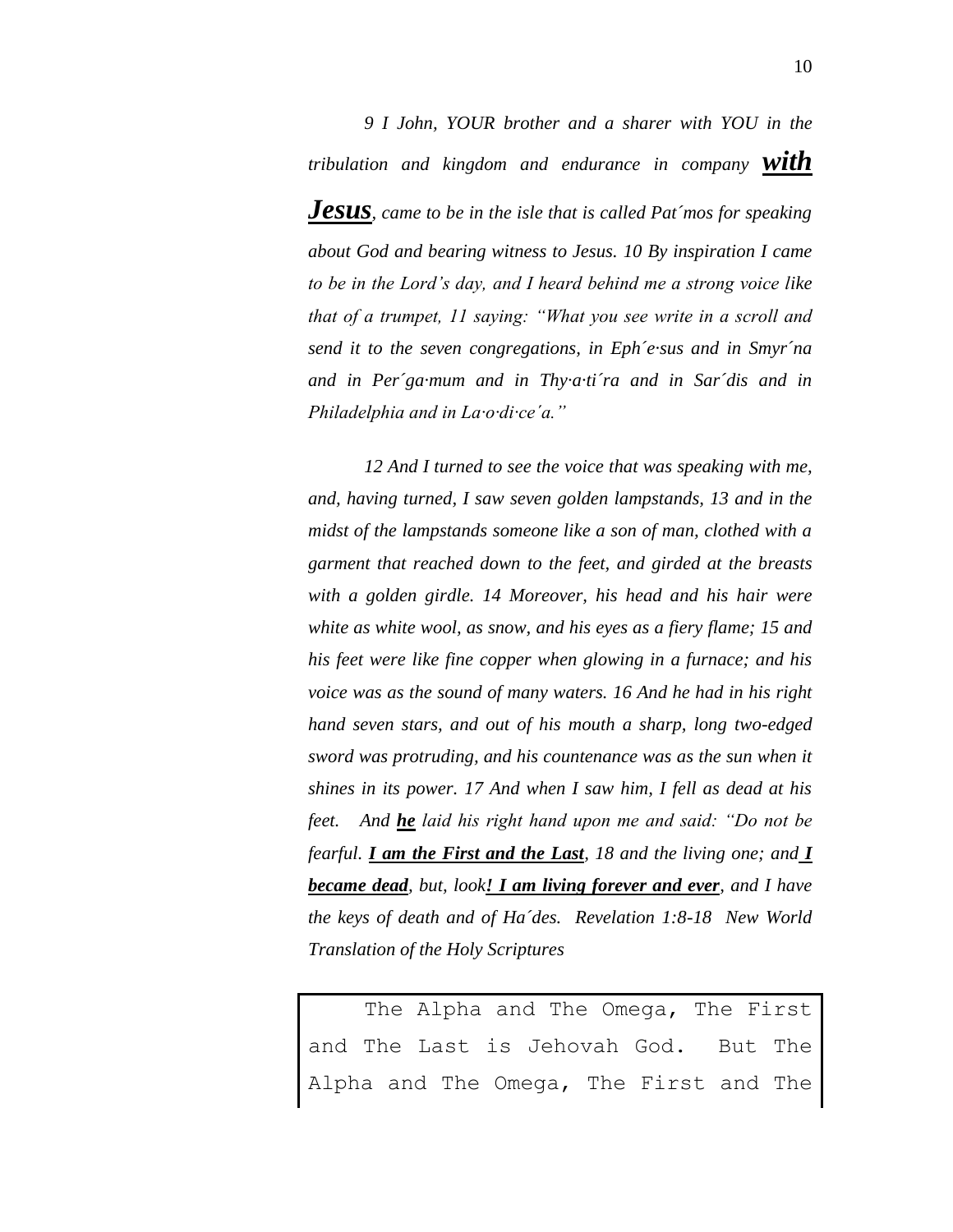*9 I John, YOUR brother and a sharer with YOU in the tribulation and kingdom and endurance in company* ***with Jesus****, came to be in the isle that is called Pat´mos for speaking about God and bearing witness to Jesus. 10 By inspiration I came to be in the Lord's day, and I heard behind me a strong voice like that of a trumpet, 11 saying: "What you see write in a scroll and send it to the seven congregations, in Eph´e·sus and in Smyr´na and in Per´ga·mum and in Thy·a·ti´ra and in Sar´dis and in Philadelphia and in La·o·di·ce´a."*

*12 And I turned to see the voice that was speaking with me, and, having turned, I saw seven golden lampstands, 13 and in the midst of the lampstands someone like a son of man, clothed with a garment that reached down to the feet, and girded at the breasts with a golden girdle. 14 Moreover, his head and his hair were white as white wool, as snow, and his eyes as a fiery flame; 15 and his feet were like fine copper when glowing in a furnace; and his voice was as the sound of many waters. 16 And he had in his right hand seven stars, and out of his mouth a sharp, long two-edged sword was protruding, and his countenance was as the sun when it shines in its power. 17 And when I saw him, I fell as dead at his feet. And* ***he*** *laid his right hand upon me and said: "Do not be fearful.* ***I am the First and the Last****, 18 and the living one; and* ***I became dead****, but, look****! I am living forever and ever****, and I have the keys of death and of Ha´des. Revelation 1:8-18 New World Translation of the Holy Scriptures*

The Alpha and The Omega, The First and The Last is Jehovah God. But The Alpha and The Omega, The First and The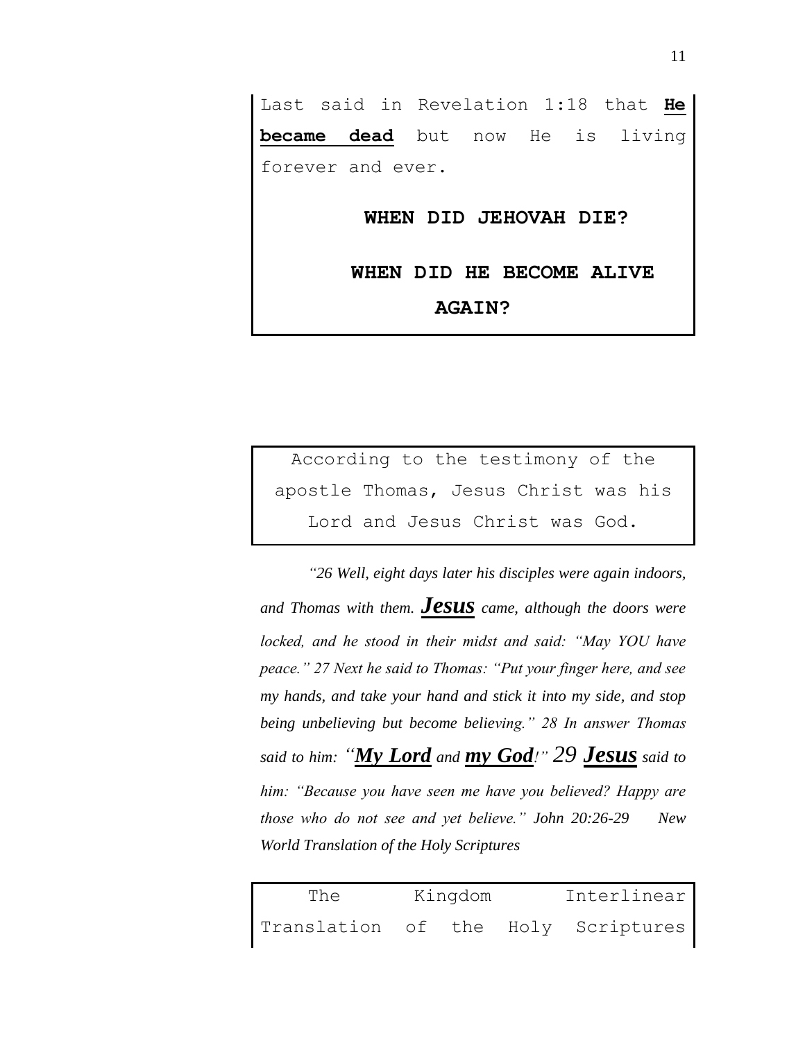Last said in Revelation 1:18 that **He became dead** but now He is living forever and ever.

**WHEN DID JEHOVAH DIE?**

**WHEN DID HE BECOME ALIVE AGAIN?**

According to the testimony of the apostle Thomas, Jesus Christ was his Lord and Jesus Christ was God.

*"26 Well, eight days later his disciples were again indoors, and Thomas with them.* ***Jesus*** *came, although the doors were locked, and he stood in their midst and said: "May YOU have peace." 27 Next he said to Thomas: "Put your finger here, and see my hands, and take your hand and stick it into my side, and stop being unbelieving but become believing." 28 In answer Thomas said to him: "****My Lord*** *and* ***my God****!" 29* ***Jesus*** *said to him: "Because you have seen me have you believed? Happy are those who do not see and yet believe." John 20:26-29 New World Translation of the Holy Scriptures*

The Kingdom Interlinear Translation of the Holy Scriptures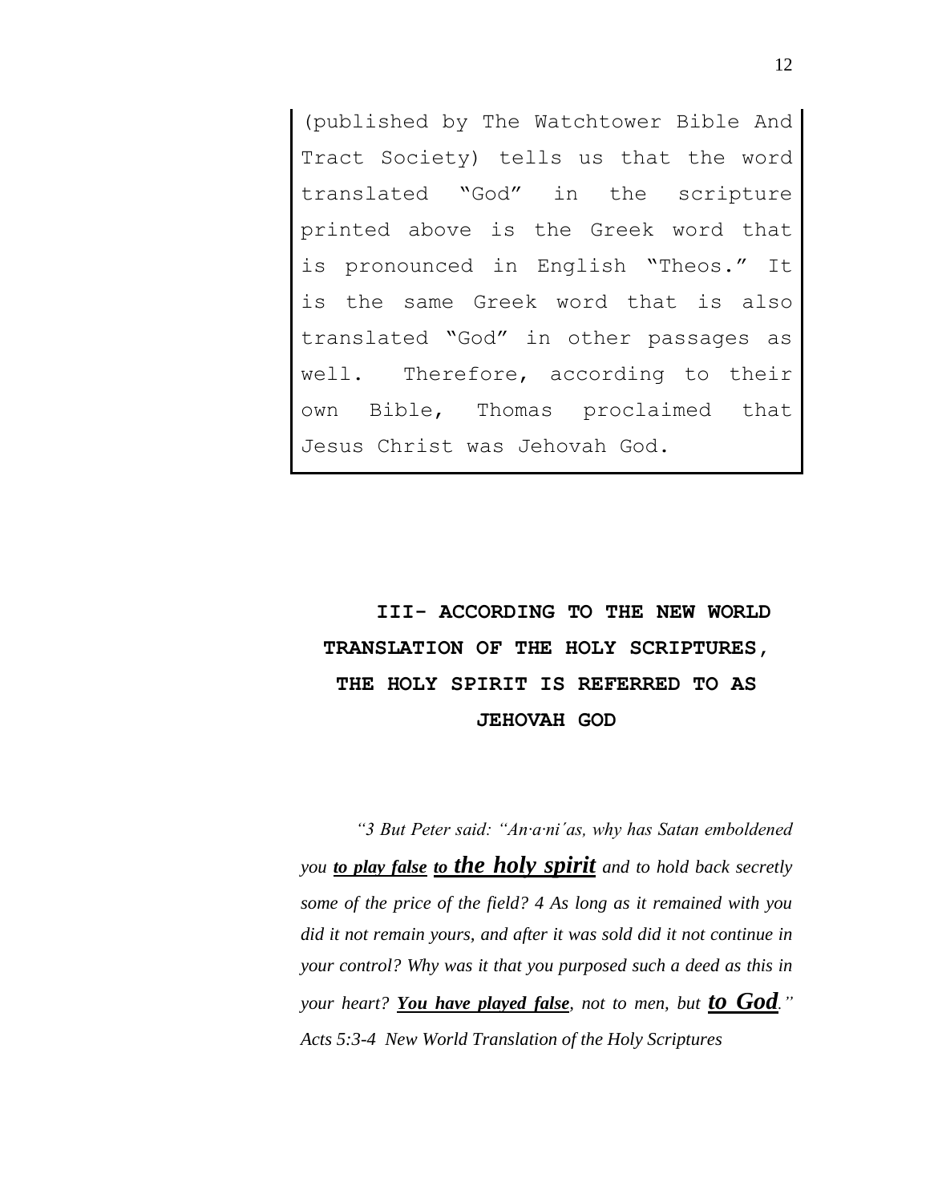(published by The Watchtower Bible And Tract Society) tells us that the word translated "God" in the scripture printed above is the Greek word that is pronounced in English "Theos." It is the same Greek word that is also translated "God" in other passages as well. Therefore, according to their own Bible, Thomas proclaimed that Jesus Christ was Jehovah God.

## III- ACCORDING TO THE NEW WORLD TRANSLATION OF THE HOLY SCRIPTURES, THE HOLY SPIRIT IS REFERRED TO AS JEHOVAH GOD

*"3 But Peter said: "An·a·ni′as, why has Satan emboldened you **to play false to the holy spirit** and to hold back secretly some of the price of the field? 4 As long as it remained with you did it not remain yours, and after it was sold did it not continue in your control? Why was it that you purposed such a deed as this in your heart? **You have played false**, not to men, but **to God**." Acts 5:3-4 New World Translation of the Holy Scriptures*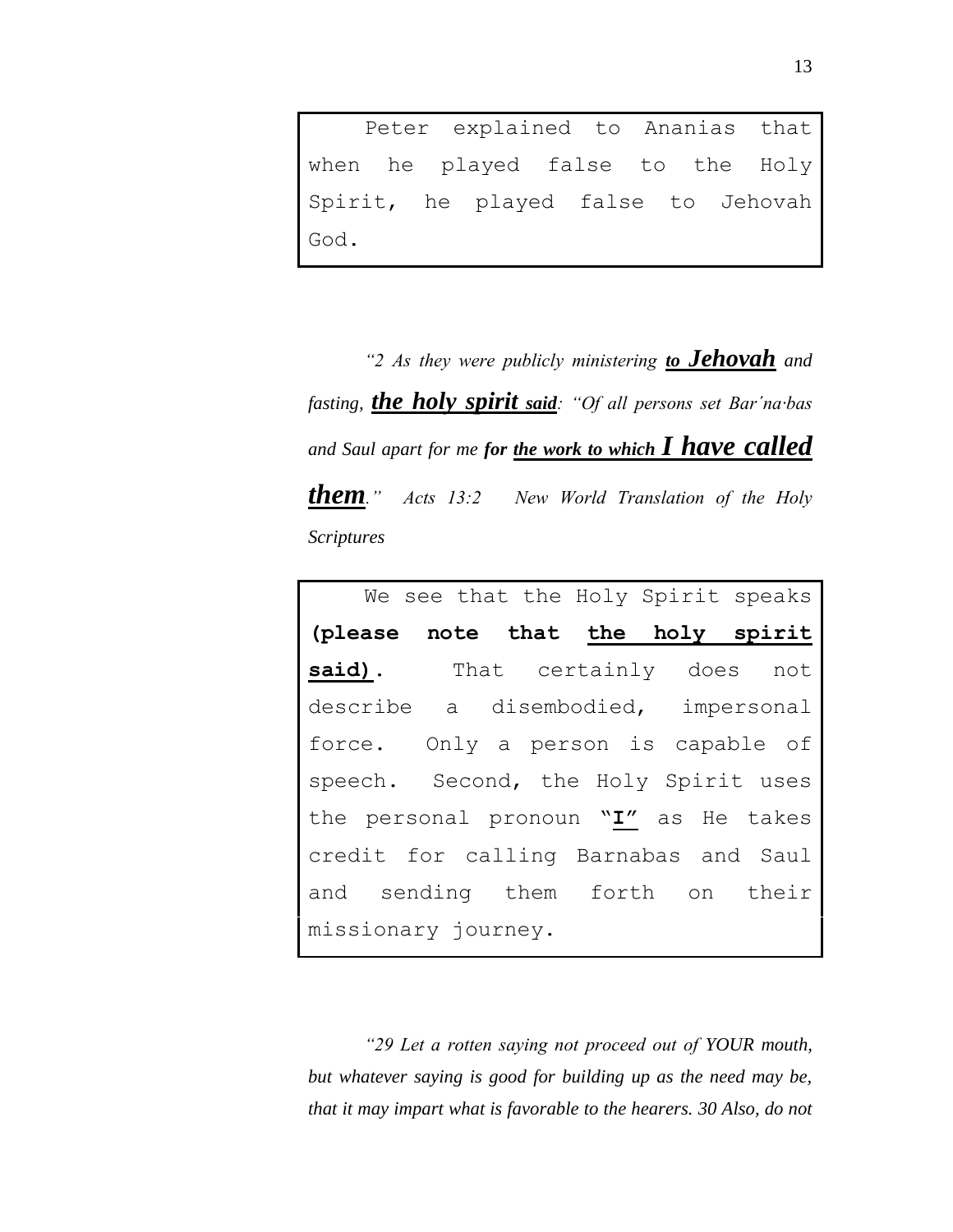Peter explained to Ananias that when he played false to the Holy Spirit, he played false to Jehovah God.

*"2 As they were publicly ministering **to Jehovah** and fasting, **the holy spirit said**: "Of all persons set Bar′na·bas and Saul apart for me **for the work to which I have called them**."* *Acts 13:2 New World Translation of the Holy Scriptures*

We see that the Holy Spirit speaks **(please note that the holy spirit said)**. That certainly does not describe a disembodied, impersonal force. Only a person is capable of speech. Second, the Holy Spirit uses the personal pronoun **"I"** as He takes credit for calling Barnabas and Saul and sending them forth on their missionary journey.

*"29 Let a rotten saying not proceed out of YOUR mouth, but whatever saying is good for building up as the need may be, that it may impart what is favorable to the hearers. 30 Also, do not*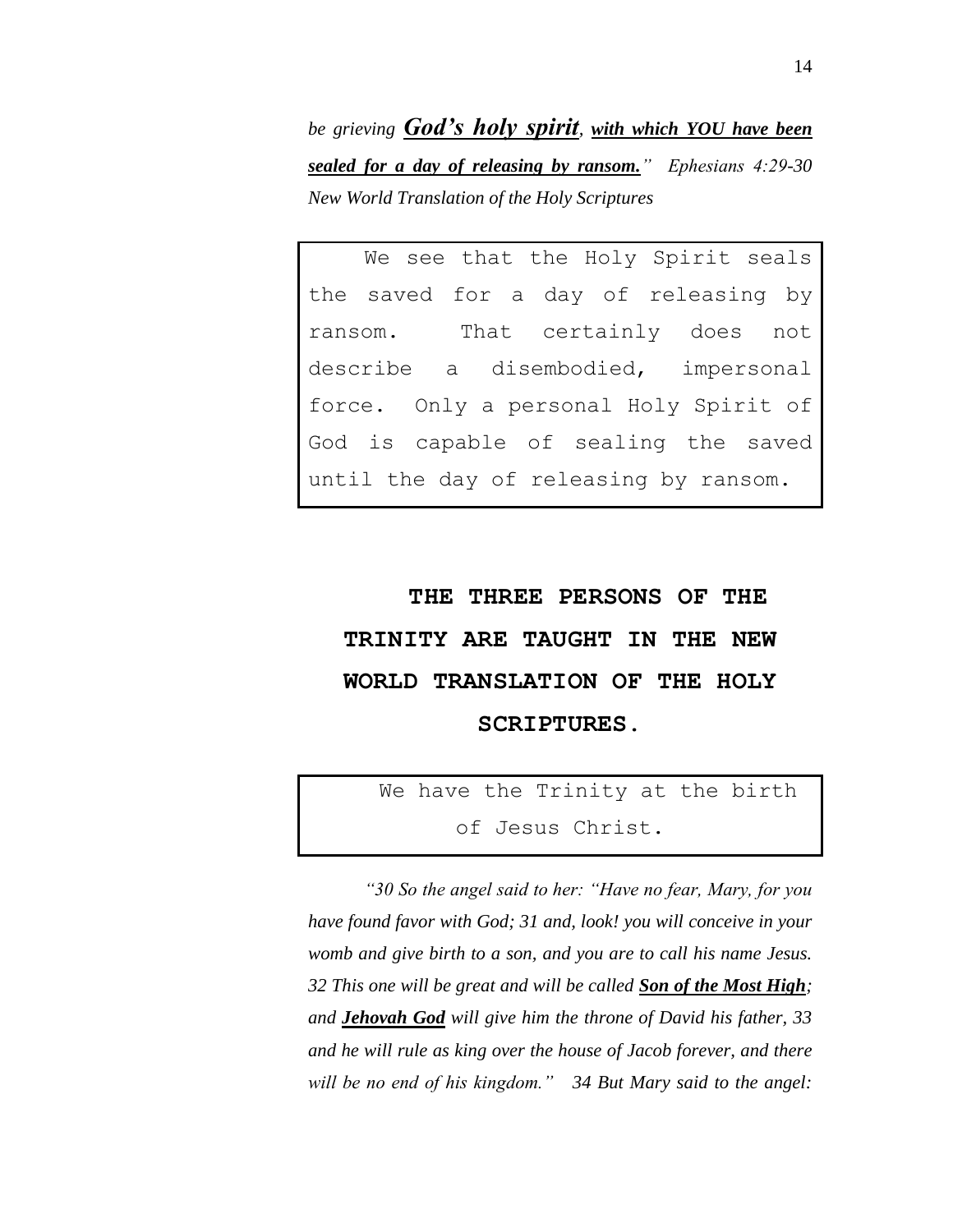*be grieving **God's holy spirit**, **with which YOU have been sealed for a day of releasing by ransom.**" Ephesians 4:29-30 New World Translation of the Holy Scriptures*

We see that the Holy Spirit seals the saved for a day of releasing by ransom. That certainly does not describe a disembodied, impersonal force. Only a personal Holy Spirit of God is capable of sealing the saved until the day of releasing by ransom.

## THE THREE PERSONS OF THE TRINITY ARE TAUGHT IN THE NEW WORLD TRANSLATION OF THE HOLY SCRIPTURES.

We have the Trinity at the birth of Jesus Christ.

*"30 So the angel said to her: "Have no fear, Mary, for you have found favor with God; 31 and, look! you will conceive in your womb and give birth to a son, and you are to call his name Jesus. 32 This one will be great and will be called **Son of the Most High**; and **Jehovah God** will give him the throne of David his father, 33 and he will rule as king over the house of Jacob forever, and there will be no end of his kingdom." 34 But Mary said to the angel:*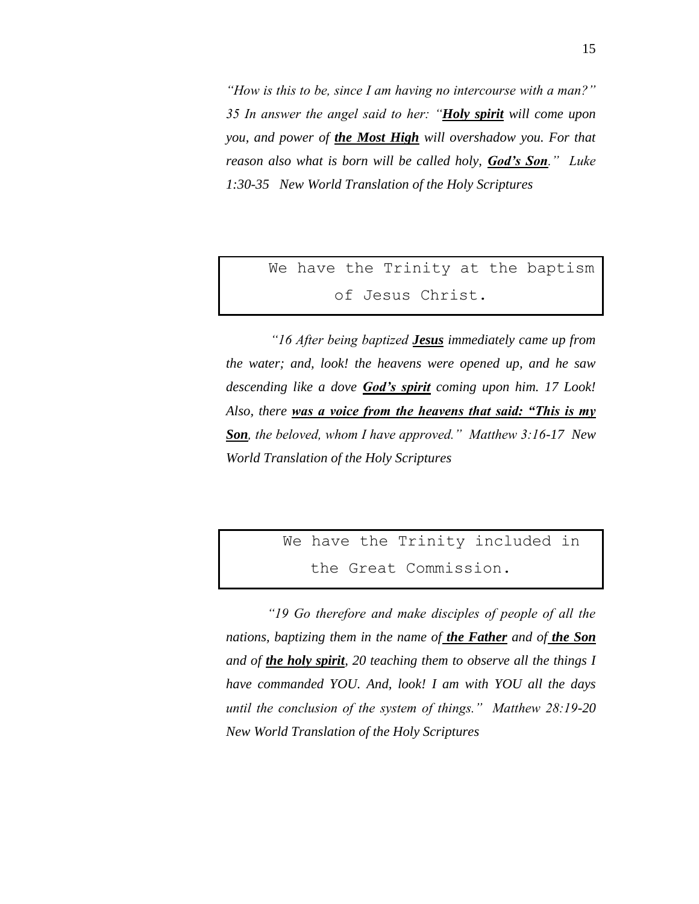*"How is this to be, since I am having no intercourse with a man?" 35 In answer the angel said to her: "**Holy spirit** will come upon you, and power of **the Most High** will overshadow you. For that reason also what is born will be called holy, **God's Son**." Luke 1:30-35 New World Translation of the Holy Scriptures*

> We have the Trinity at the baptism of Jesus Christ.

*"16 After being baptized **Jesus** immediately came up from the water; and, look! the heavens were opened up, and he saw descending like a dove **God's spirit** coming upon him. 17 Look! Also, there **was a voice from the heavens that said: "This is my Son**, the beloved, whom I have approved." Matthew 3:16-17 New World Translation of the Holy Scriptures*

> We have the Trinity included in the Great Commission.

*"19 Go therefore and make disciples of people of all the nations, baptizing them in the name of **the Father** and of **the Son** and of **the holy spirit**, 20 teaching them to observe all the things I have commanded YOU. And, look! I am with YOU all the days until the conclusion of the system of things." Matthew 28:19-20 New World Translation of the Holy Scriptures*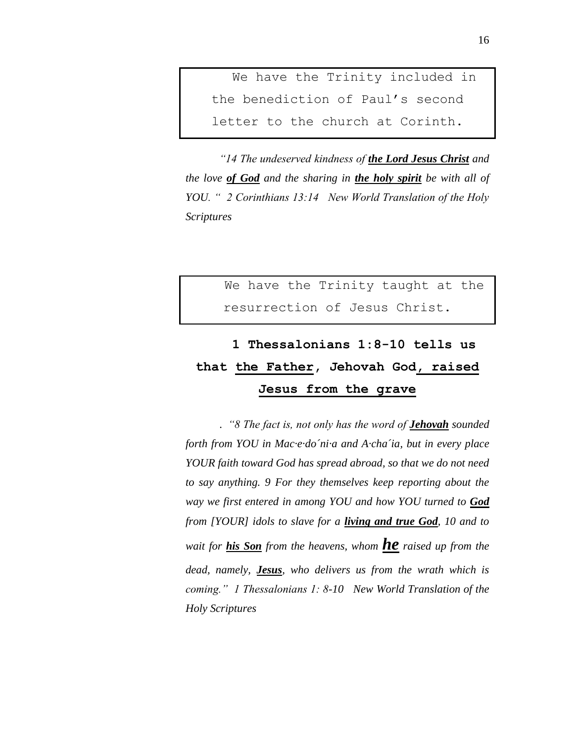> We have the Trinity included in the benediction of Paul's second letter to the church at Corinth.

*"14 The undeserved kindness of **the Lord Jesus Christ** and the love **of God** and the sharing in **the holy spirit** be with all of YOU. " 2 Corinthians 13:14 New World Translation of the Holy Scriptures*

> We have the Trinity taught at the resurrection of Jesus Christ.

**1 Thessalonians 1:8-10 tells us that the Father, Jehovah God, raised Jesus from the grave**

*. "8 The fact is, not only has the word of **Jehovah** sounded forth from YOU in Mac·e·do´ni·a and A·cha´ia, but in every place YOUR faith toward God has spread abroad, so that we do not need to say anything. 9 For they themselves keep reporting about the way we first entered in among YOU and how YOU turned to **God** from [YOUR] idols to slave for a **living and true God**, 10 and to wait for **his Son** from the heavens, whom **he** raised up from the dead, namely, **Jesus**, who delivers us from the wrath which is coming." 1 Thessalonians 1: 8-10 New World Translation of the Holy Scriptures*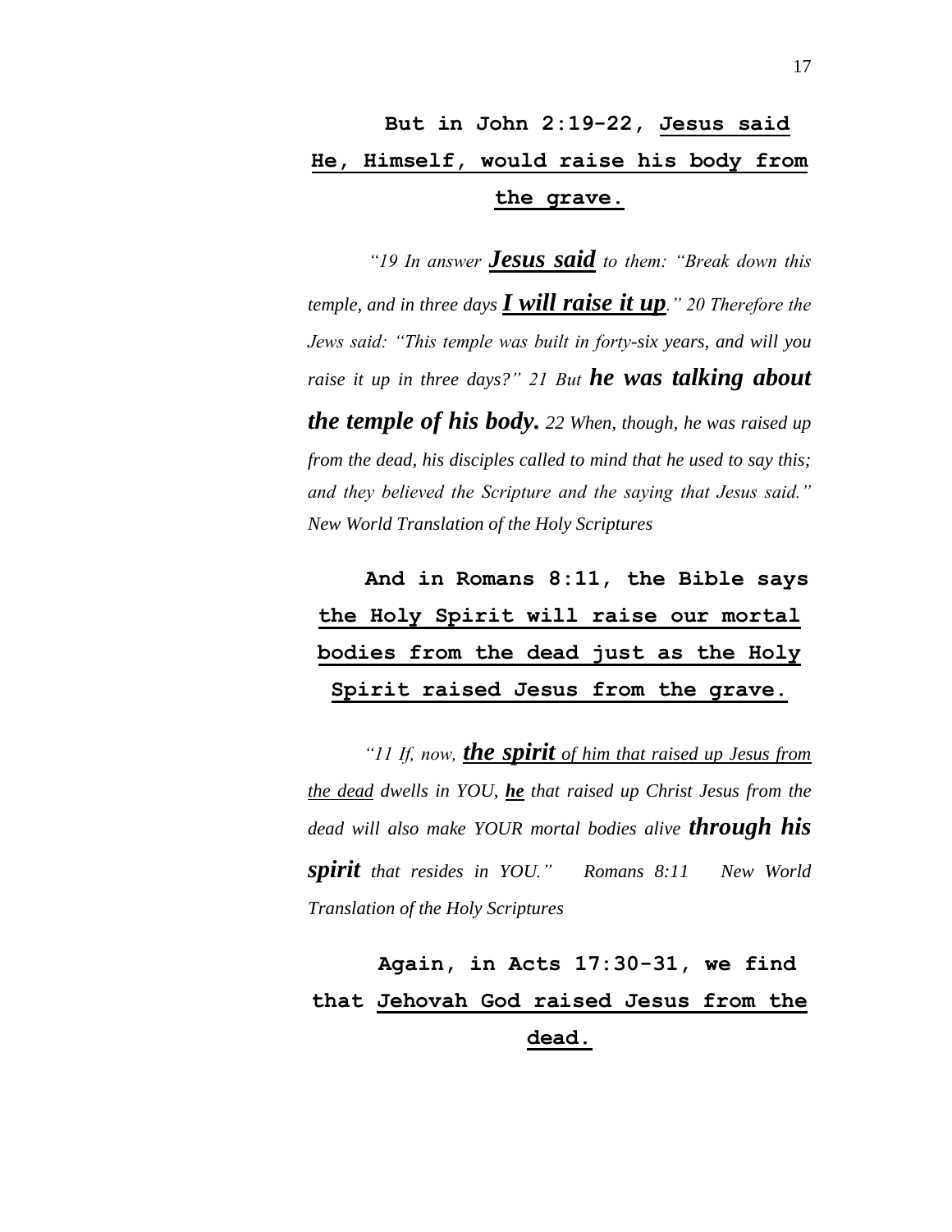**But in John 2:19-22, <u>Jesus said He, Himself, would raise his body from the grave.</u>**

*"19 In answer **<u>Jesus said</u>** to them: "Break down this temple, and in three days **<u>I will raise it up</u>**." 20 Therefore the Jews said: "This temple was built in forty-six years, and will you raise it up in three days?" 21 But **he was talking about the temple of his body.** 22 When, though, he was raised up from the dead, his disciples called to mind that he used to say this; and they believed the Scripture and the saying that Jesus said."* *New World Translation of the Holy Scriptures*

**And in Romans 8:11, the Bible says <u>the Holy Spirit will raise our mortal bodies from the dead just as the Holy Spirit raised Jesus from the grave.</u>**

*"11 If, now, <u>**the spirit** of him that raised up Jesus from the dead</u> dwells in YOU, **<u>he</u>** that raised up Christ Jesus from the dead will also make YOUR mortal bodies alive **through his spirit** that resides in YOU."* *Romans 8:11 New World Translation of the Holy Scriptures*

**Again, in Acts 17:30-31, we find that <u>Jehovah God raised Jesus from the dead.</u>**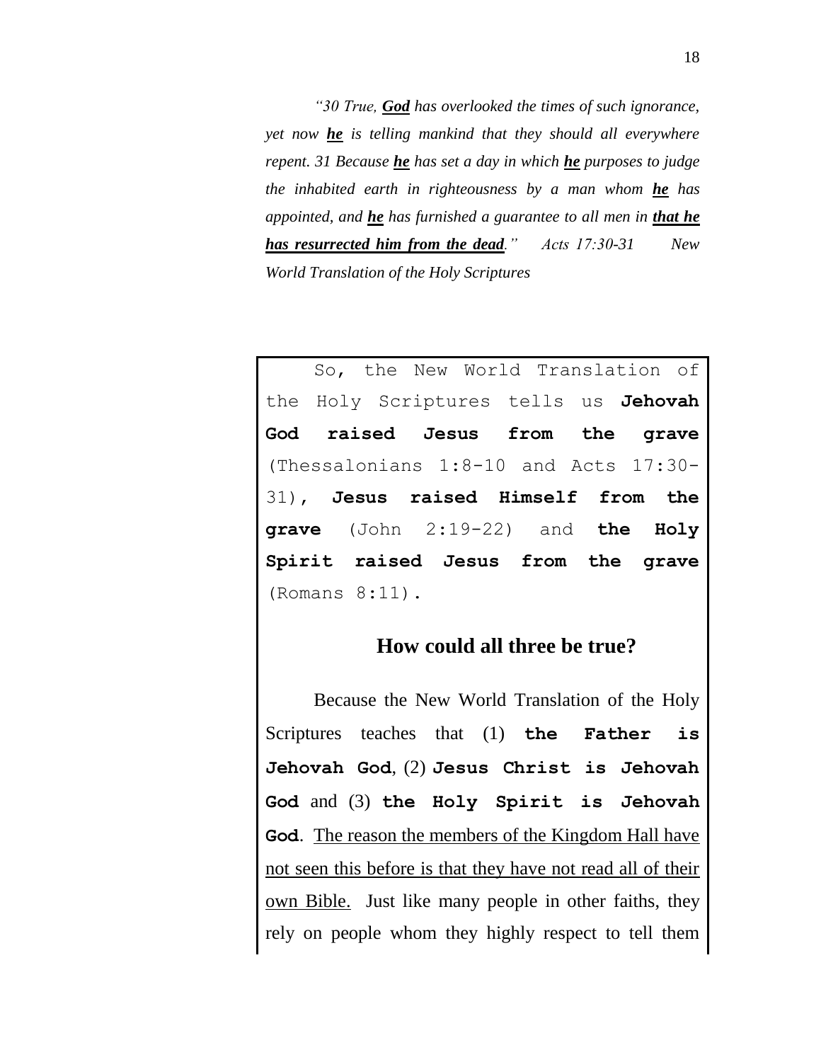*"30 True, **God** has overlooked the times of such ignorance, yet now **he** is telling mankind that they should all everywhere repent. 31 Because **he** has set a day in which **he** purposes to judge the inhabited earth in righteousness by a man whom **he** has appointed, and **he** has furnished a guarantee to all men in **that he has resurrected him from the dead**." Acts 17:30-31 New World Translation of the Holy Scriptures*

So, the New World Translation of the Holy Scriptures tells us **Jehovah God raised Jesus from the grave** (Thessalonians 1:8-10 and Acts 17:30-31), **Jesus raised Himself from the grave** (John 2:19-22) and **the Holy Spirit raised Jesus from the grave** (Romans 8:11).

## How could all three be true?

Because the New World Translation of the Holy Scriptures teaches that (1) **the Father is Jehovah God**, (2) **Jesus Christ is Jehovah God** and (3) **the Holy Spirit is Jehovah God**. The reason the members of the Kingdom Hall have not seen this before is that they have not read all of their own Bible. Just like many people in other faiths, they rely on people whom they highly respect to tell them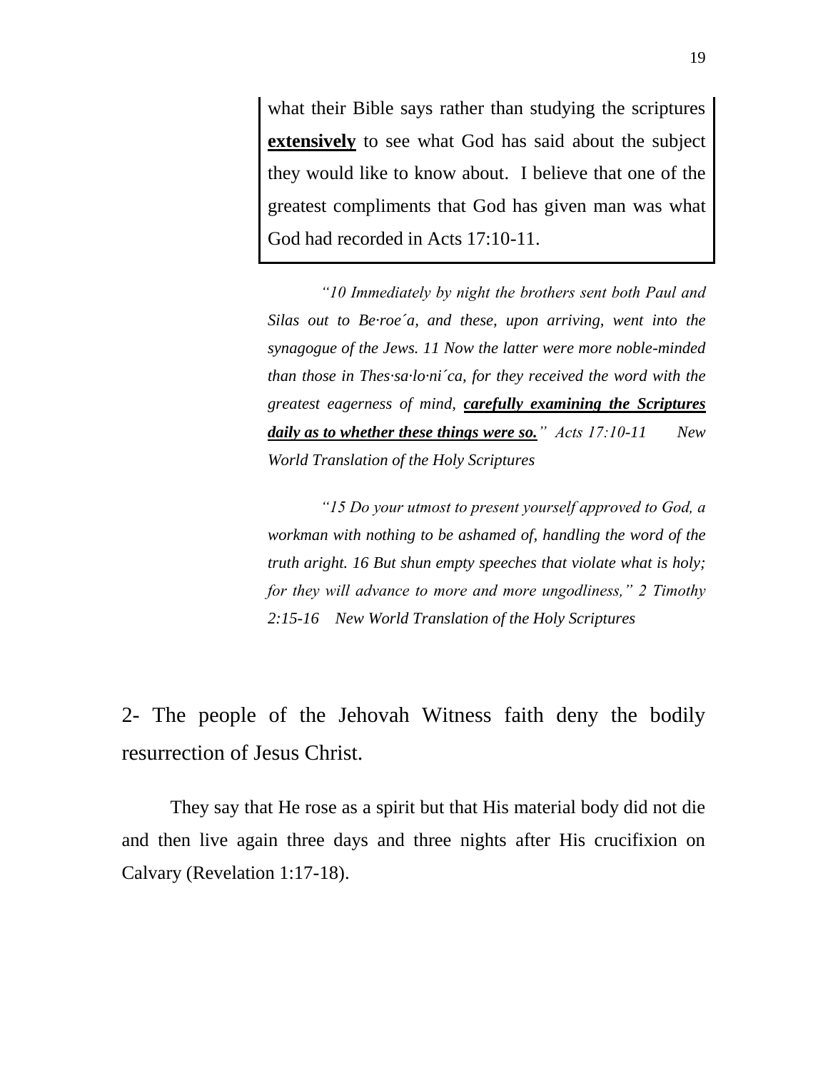what their Bible says rather than studying the scriptures **extensively** to see what God has said about the subject they would like to know about. I believe that one of the greatest compliments that God has given man was what God had recorded in Acts 17:10-11.

> *"10 Immediately by night the brothers sent both Paul and Silas out to Be·roe´a, and these, upon arriving, went into the synagogue of the Jews. 11 Now the latter were more noble-minded than those in Thes·sa·lo·ni´ca, for they received the word with the greatest eagerness of mind,* ***carefully examining the Scriptures daily as to whether these things were so.*** *" Acts 17:10-11 New World Translation of the Holy Scriptures*

> *"15 Do your utmost to present yourself approved to God, a workman with nothing to be ashamed of, handling the word of the truth aright. 16 But shun empty speeches that violate what is holy; for they will advance to more and more ungodliness," 2 Timothy 2:15-16 New World Translation of the Holy Scriptures*

2- The people of the Jehovah Witness faith deny the bodily resurrection of Jesus Christ.

They say that He rose as a spirit but that His material body did not die and then live again three days and three nights after His crucifixion on Calvary (Revelation 1:17-18).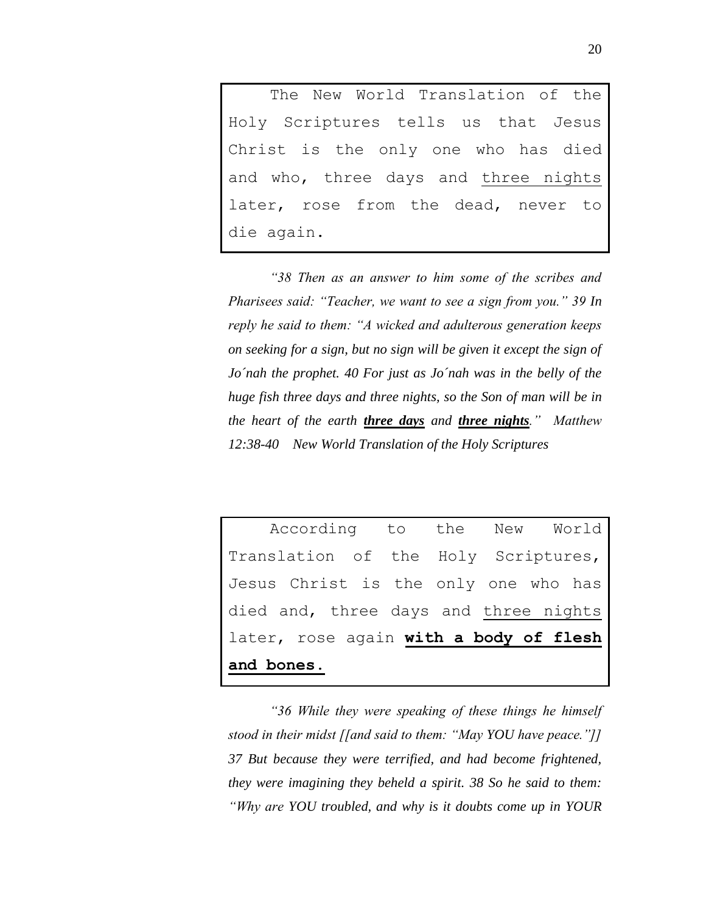> The New World Translation of the Holy Scriptures tells us that Jesus Christ is the only one who has died and who, three days and <u>three nights</u> later, rose from the dead, never to die again.

*"38 Then as an answer to him some of the scribes and Pharisees said: "Teacher, we want to see a sign from you." 39 In reply he said to them: "A wicked and adulterous generation keeps on seeking for a sign, but no sign will be given it except the sign of Jo´nah the prophet. 40 For just as Jo´nah was in the belly of the huge fish three days and three nights, so the Son of man will be in the heart of the earth **<u>three days</u>** and **<u>three nights</u>**." Matthew 12:38-40 New World Translation of the Holy Scriptures*

> According to the New World Translation of the Holy Scriptures, Jesus Christ is the only one who has died and, three days and <u>three nights</u> later, rose again **<u>with a body of flesh and bones.</u>**

*"36 While they were speaking of these things he himself stood in their midst [[and said to them: "May YOU have peace."]] 37 But because they were terrified, and had become frightened, they were imagining they beheld a spirit. 38 So he said to them: "Why are YOU troubled, and why is it doubts come up in YOUR*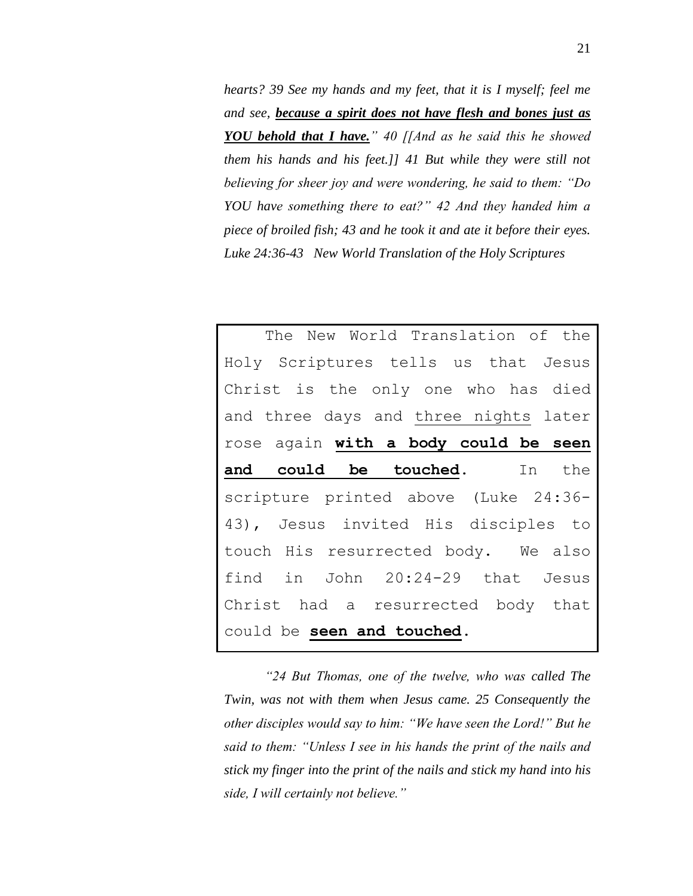*hearts? 39 See my hands and my feet, that it is I myself; feel me and see, **<u>because a spirit does not have flesh and bones just as YOU behold that I have.</u>**" 40 [[And as he said this he showed them his hands and his feet.]] 41 But while they were still not believing for sheer joy and were wondering, he said to them: "Do YOU have something there to eat?" 42 And they handed him a piece of broiled fish; 43 and he took it and ate it before their eyes. Luke 24:36-43 New World Translation of the Holy Scriptures*

> The New World Translation of the Holy Scriptures tells us that Jesus Christ is the only one who has died and three days and <u>three nights</u> later rose again **<u>with a body could be seen and could be touched</u>**. In the scripture printed above (Luke 24:36-43), Jesus invited His disciples to touch His resurrected body. We also find in John 20:24-29 that Jesus Christ had a resurrected body that could be **<u>seen and touched</u>**.

*"24 But Thomas, one of the twelve, who was called The Twin, was not with them when Jesus came. 25 Consequently the other disciples would say to him: "We have seen the Lord!" But he said to them: "Unless I see in his hands the print of the nails and stick my finger into the print of the nails and stick my hand into his side, I will certainly not believe."*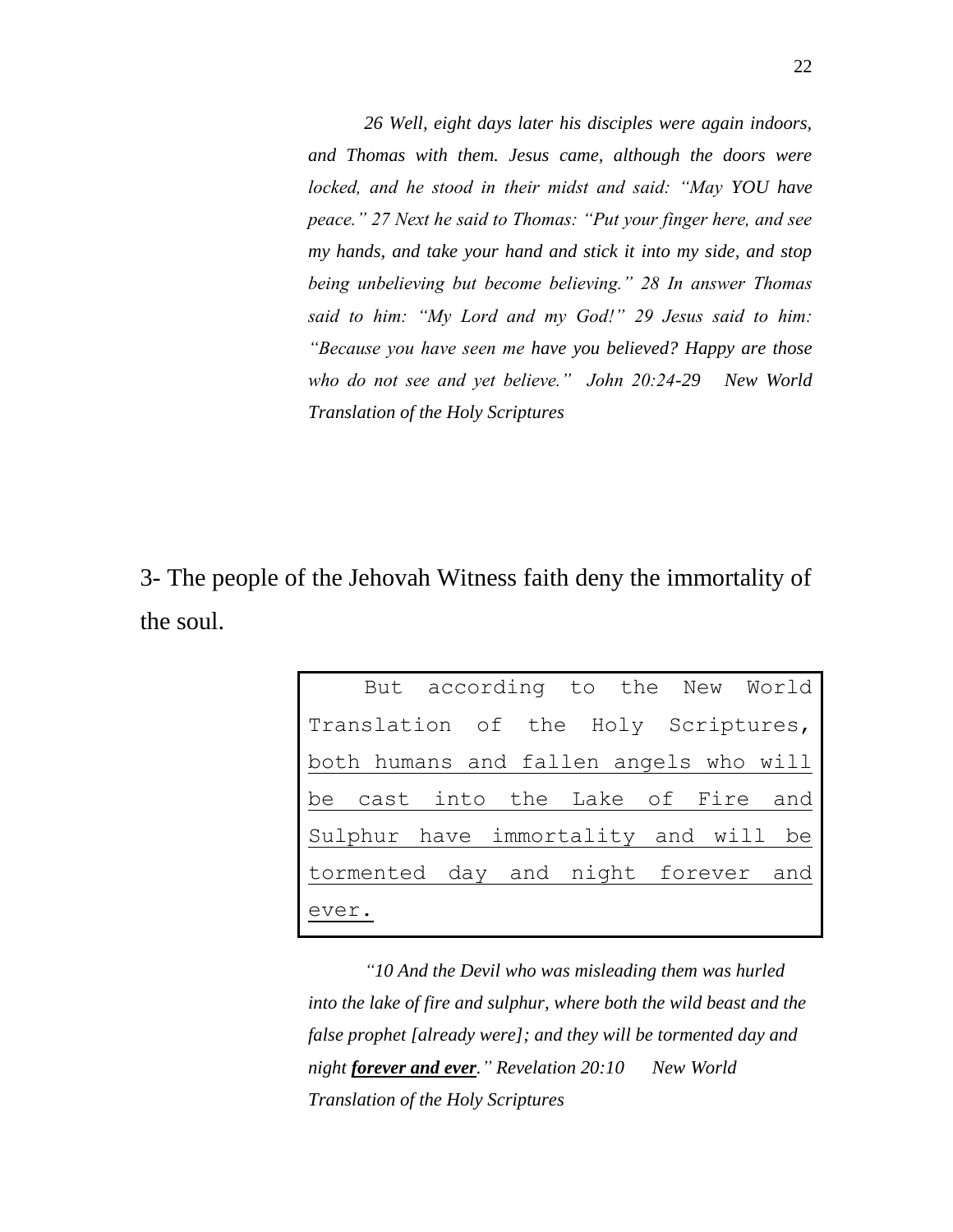*26 Well, eight days later his disciples were again indoors, and Thomas with them. Jesus came, although the doors were locked, and he stood in their midst and said: "May YOU have peace." 27 Next he said to Thomas: "Put your finger here, and see my hands, and take your hand and stick it into my side, and stop being unbelieving but become believing." 28 In answer Thomas said to him: "My Lord and my God!" 29 Jesus said to him: "Because you have seen me have you believed? Happy are those who do not see and yet believe." John 20:24-29 New World Translation of the Holy Scriptures*

3- The people of the Jehovah Witness faith deny the immortality of the soul.

> But according to the New World Translation of the Holy Scriptures, <u>both humans and fallen angels who will be cast into the Lake of Fire and Sulphur have immortality and will be tormented day and night forever and ever.</u>

*"10 And the Devil who was misleading them was hurled into the lake of fire and sulphur, where both the wild beast and the false prophet [already were]; and they will be tormented day and night **<u>forever and ever</u>**." Revelation 20:10 New World Translation of the Holy Scriptures*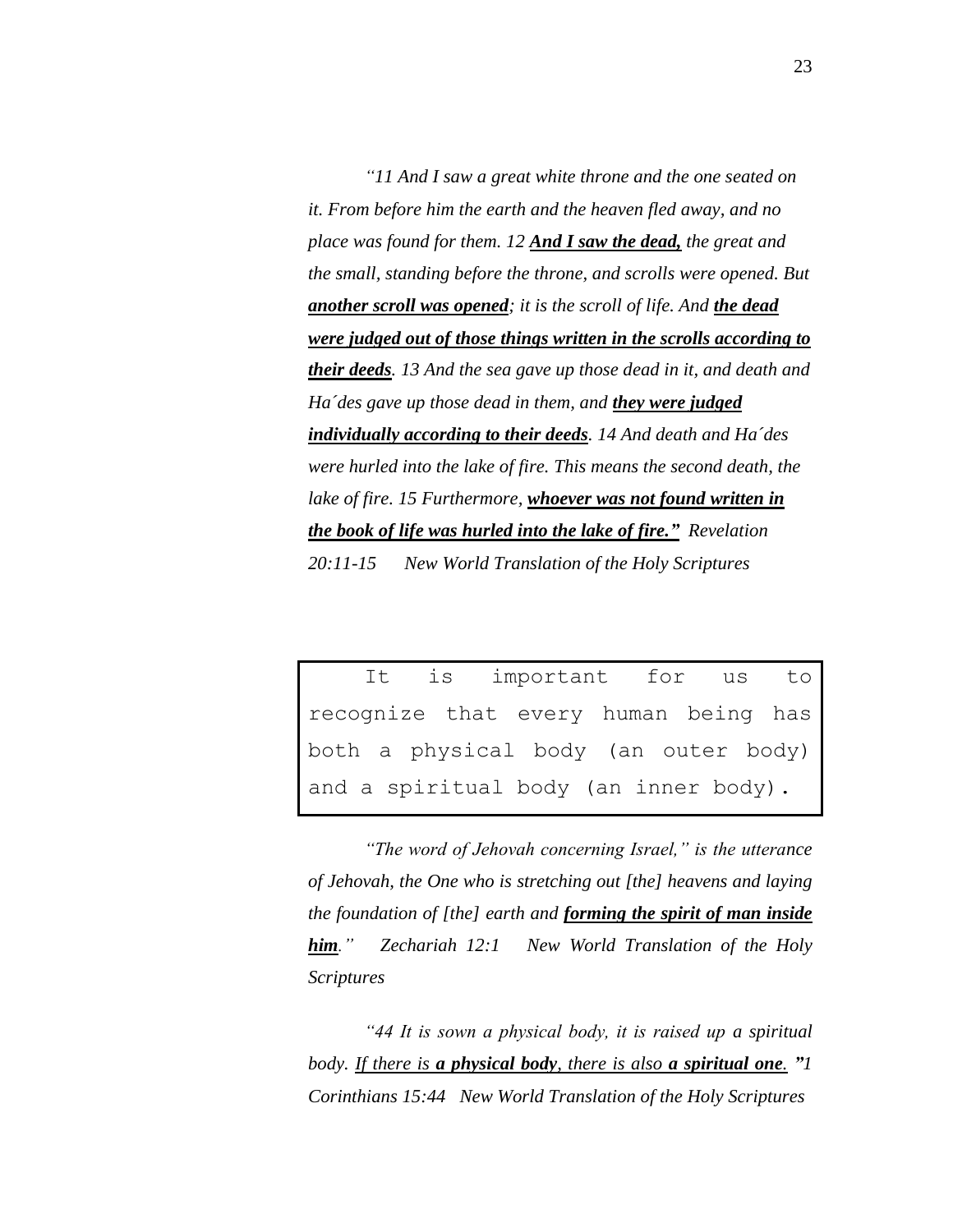*"11 And I saw a great white throne and the one seated on it. From before him the earth and the heaven fled away, and no place was found for them. 12* ***<u>And I saw the dead,</u>*** *the great and the small, standing before the throne, and scrolls were opened. But* ***<u>another scroll was opened</u>****; it is the scroll of life. And* ***<u>the dead were judged out of those things written in the scrolls according to their deeds</u>****. 13 And the sea gave up those dead in it, and death and Ha´des gave up those dead in them, and* ***<u>they were judged individually according to their deeds</u>****. 14 And death and Ha´des were hurled into the lake of fire. This means the second death, the lake of fire. 15 Furthermore,* ***<u>whoever was not found written in the book of life was hurled into the lake of fire."</u>*** *Revelation 20:11-15 New World Translation of the Holy Scriptures*

> It is important for us to recognize that every human being has both a physical body (an outer body) and a spiritual body (an inner body).

*"The word of Jehovah concerning Israel," is the utterance of Jehovah, the One who is stretching out [the] heavens and laying the foundation of [the] earth and* ***<u>forming the spirit of man inside him</u>****." Zechariah 12:1 New World Translation of the Holy Scriptures*

*"44 It is sown a physical body, it is raised up a spiritual body. <u>If there is</u>* ***<u>a physical body</u>****<u>, there is also</u>* ***<u>a spiritual one</u>****<u>.</u>* ***"****1 Corinthians 15:44 New World Translation of the Holy Scriptures*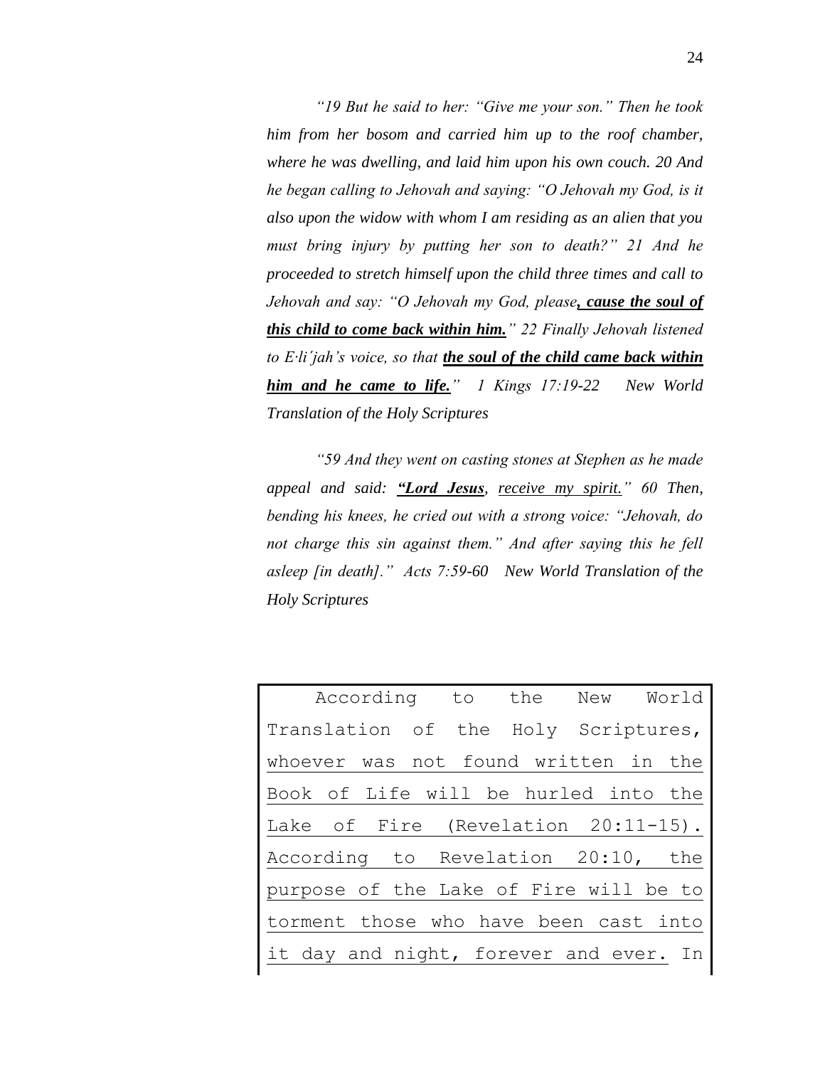*"19 But he said to her: "Give me your son." Then he took him from her bosom and carried him up to the roof chamber, where he was dwelling, and laid him upon his own couch. 20 And he began calling to Jehovah and saying: "O Jehovah my God, is it also upon the widow with whom I am residing as an alien that you must bring injury by putting her son to death?" 21 And he proceeded to stretch himself upon the child three times and call to Jehovah and say: "O Jehovah my God, please**, <u>cause the soul of this child to come back within him.</u>**" 22 Finally Jehovah listened to E·li′jah's voice, so that **<u>the soul of the child came back within him and he came to life.</u>**" 1 Kings 17:19-22 New World Translation of the Holy Scriptures*

*"59 And they went on casting stones at Stephen as he made appeal and said: **<u>"Lord Jesus</u>**, <u>receive my spirit.</u>" 60 Then, bending his knees, he cried out with a strong voice: "Jehovah, do not charge this sin against them." And after saying this he fell asleep [in death]." Acts 7:59-60 New World Translation of the Holy Scriptures*

According to the New World Translation of the Holy Scriptures, <u>whoever was not found written in the Book of Life will be hurled into the Lake of Fire (Revelation 20:11-15). According to Revelation 20:10, the purpose of the Lake of Fire will be to torment those who have been cast into it day and night, forever and ever.</u> In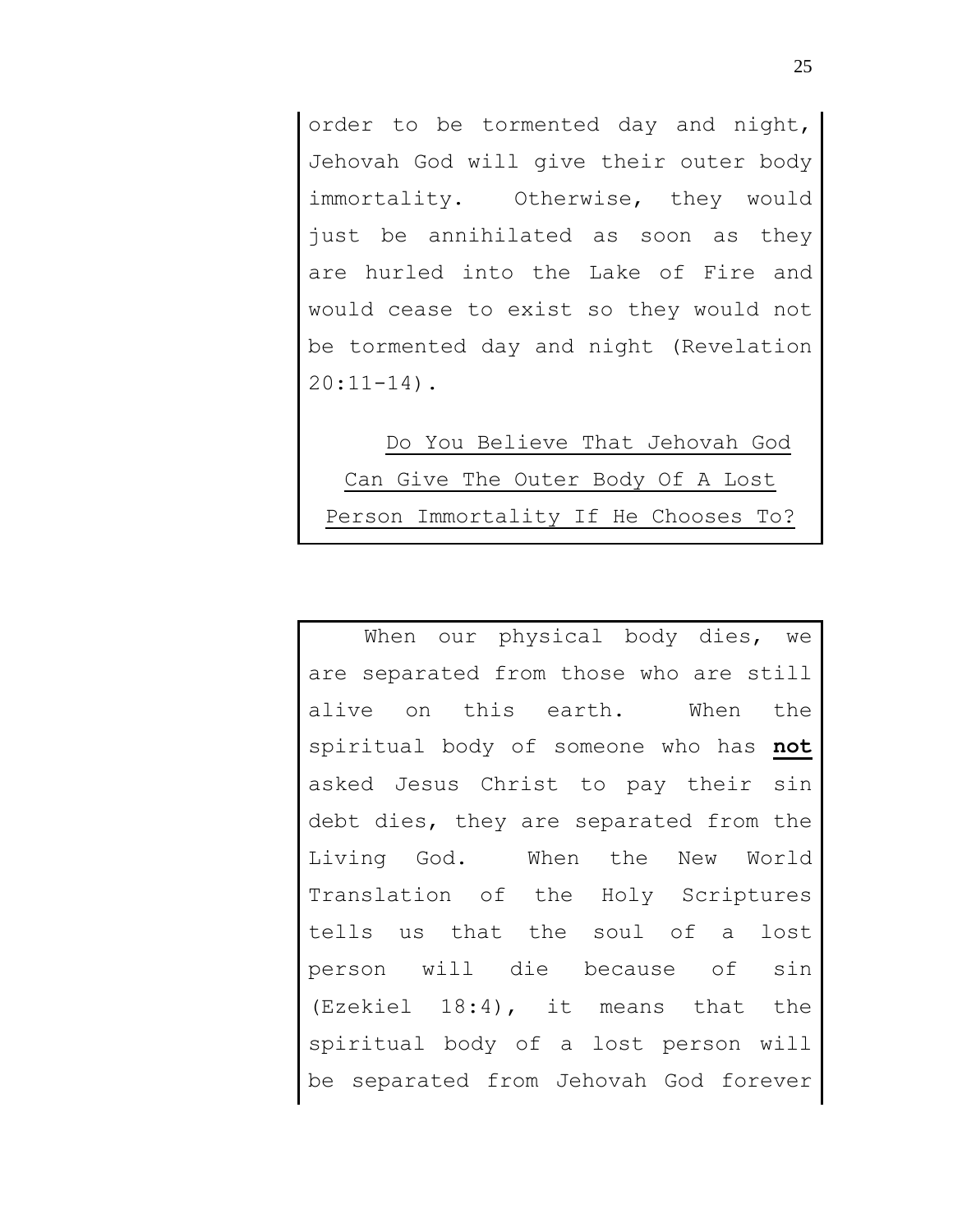order to be tormented day and night, Jehovah God will give their outer body immortality. Otherwise, they would just be annihilated as soon as they are hurled into the Lake of Fire and would cease to exist so they would not be tormented day and night (Revelation 20:11-14).

<u>Do You Believe That Jehovah God Can Give The Outer Body Of A Lost Person Immortality If He Chooses To?</u>

When our physical body dies, we are separated from those who are still alive on this earth. When the spiritual body of someone who has <u>**not**</u> asked Jesus Christ to pay their sin debt dies, they are separated from the Living God. When the New World Translation of the Holy Scriptures tells us that the soul of a lost person will die because of sin (Ezekiel 18:4), it means that the spiritual body of a lost person will be separated from Jehovah God forever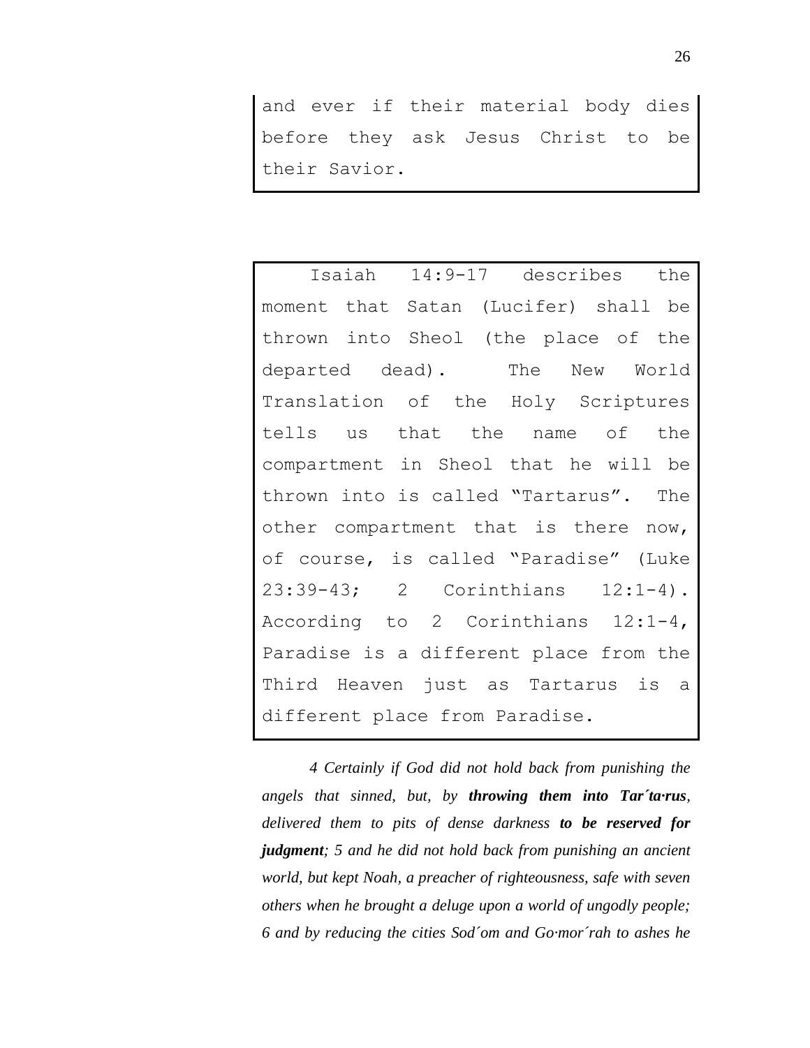and ever if their material body dies before they ask Jesus Christ to be their Savior.

Isaiah 14:9-17 describes the moment that Satan (Lucifer) shall be thrown into Sheol (the place of the departed dead). The New World Translation of the Holy Scriptures tells us that the name of the compartment in Sheol that he will be thrown into is called "Tartarus". The other compartment that is there now, of course, is called "Paradise" (Luke 23:39-43; 2 Corinthians 12:1-4). According to 2 Corinthians 12:1-4, Paradise is a different place from the Third Heaven just as Tartarus is a different place from Paradise.

*4 Certainly if God did not hold back from punishing the angels that sinned, but, by* ***throwing them into Tar´ta·rus****, delivered them to pits of dense darkness* ***to be reserved for judgment****; 5 and he did not hold back from punishing an ancient world, but kept Noah, a preacher of righteousness, safe with seven others when he brought a deluge upon a world of ungodly people; 6 and by reducing the cities Sod´om and Go·mor´rah to ashes he*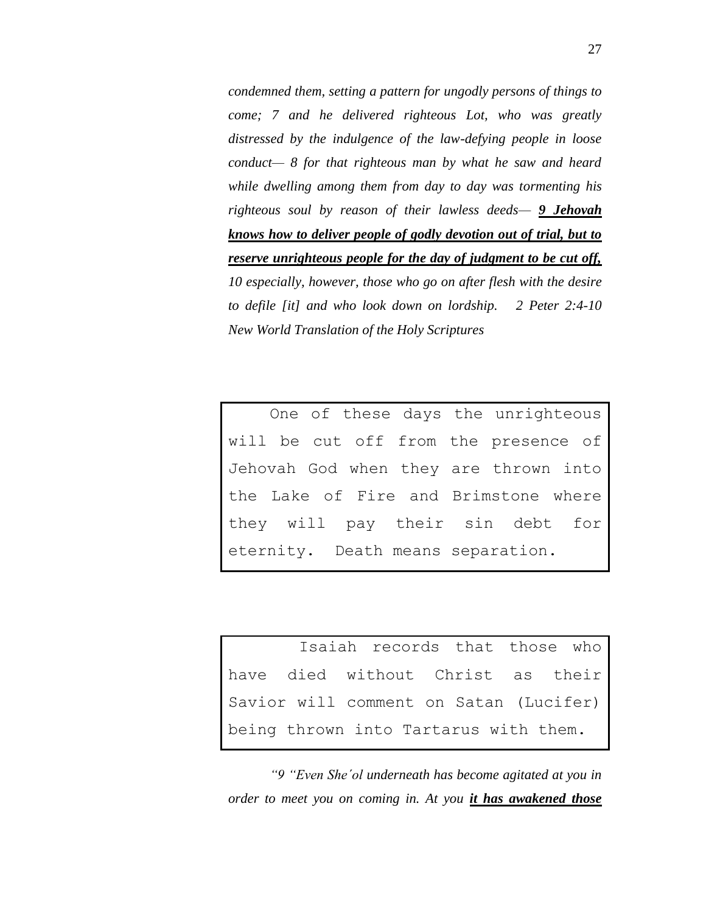*condemned them, setting a pattern for ungodly persons of things to come; 7 and he delivered righteous Lot, who was greatly distressed by the indulgence of the law-defying people in loose conduct— 8 for that righteous man by what he saw and heard while dwelling among them from day to day was tormenting his righteous soul by reason of their lawless deeds—* ***9 Jehovah knows how to deliver people of godly devotion out of trial, but to reserve unrighteous people for the day of judgment to be cut off,*** *10 especially, however, those who go on after flesh with the desire to defile [it] and who look down on lordship. 2 Peter 2:4-10 New World Translation of the Holy Scriptures*

> One of these days the unrighteous will be cut off from the presence of Jehovah God when they are thrown into the Lake of Fire and Brimstone where they will pay their sin debt for eternity. Death means separation.

> Isaiah records that those who have died without Christ as their Savior will comment on Satan (Lucifer) being thrown into Tartarus with them.

*"9 "Even She′ol underneath has become agitated at you in order to meet you on coming in. At you* ***it has awakened those***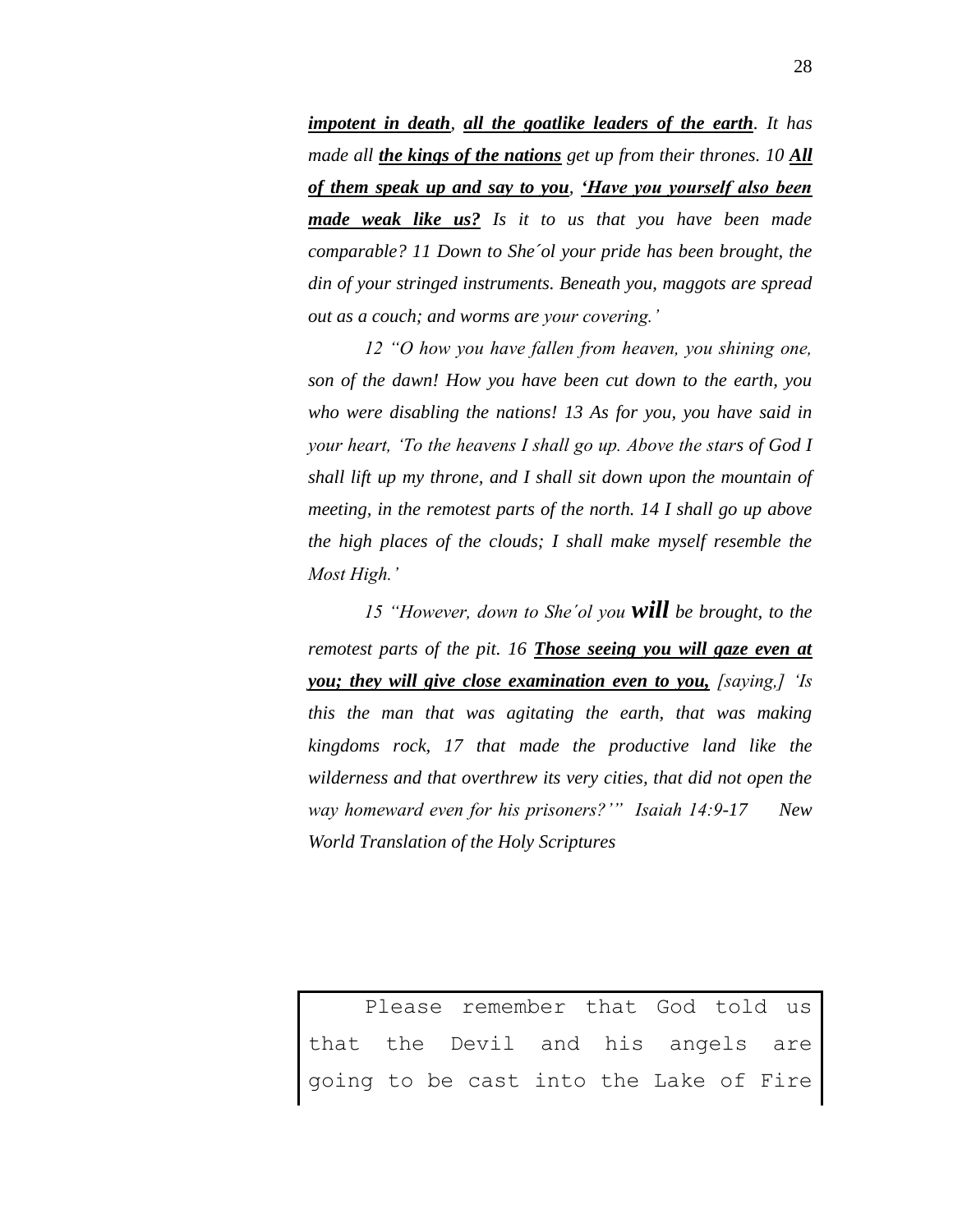***impotent in death***, ***all the goatlike leaders of the earth***. *It has made all* ***the kings of the nations*** *get up from their thrones. 10* ***All of them speak up and say to you***, ***'Have you yourself also been made weak like us?*** *Is it to us that you have been made comparable? 11 Down to She´ol your pride has been brought, the din of your stringed instruments. Beneath you, maggots are spread out as a couch; and worms are your covering.'*

*12 "O how you have fallen from heaven, you shining one, son of the dawn! How you have been cut down to the earth, you who were disabling the nations! 13 As for you, you have said in your heart, 'To the heavens I shall go up. Above the stars of God I shall lift up my throne, and I shall sit down upon the mountain of meeting, in the remotest parts of the north. 14 I shall go up above the high places of the clouds; I shall make myself resemble the Most High.'*

*15 "However, down to She´ol you* ***will*** *be brought, to the remotest parts of the pit. 16* ***Those seeing you will gaze even at you; they will give close examination even to you,*** *[saying,] 'Is this the man that was agitating the earth, that was making kingdoms rock, 17 that made the productive land like the wilderness and that overthrew its very cities, that did not open the way homeward even for his prisoners?'" Isaiah 14:9-17 New World Translation of the Holy Scriptures*

Please remember that God told us that the Devil and his angels are going to be cast into the Lake of Fire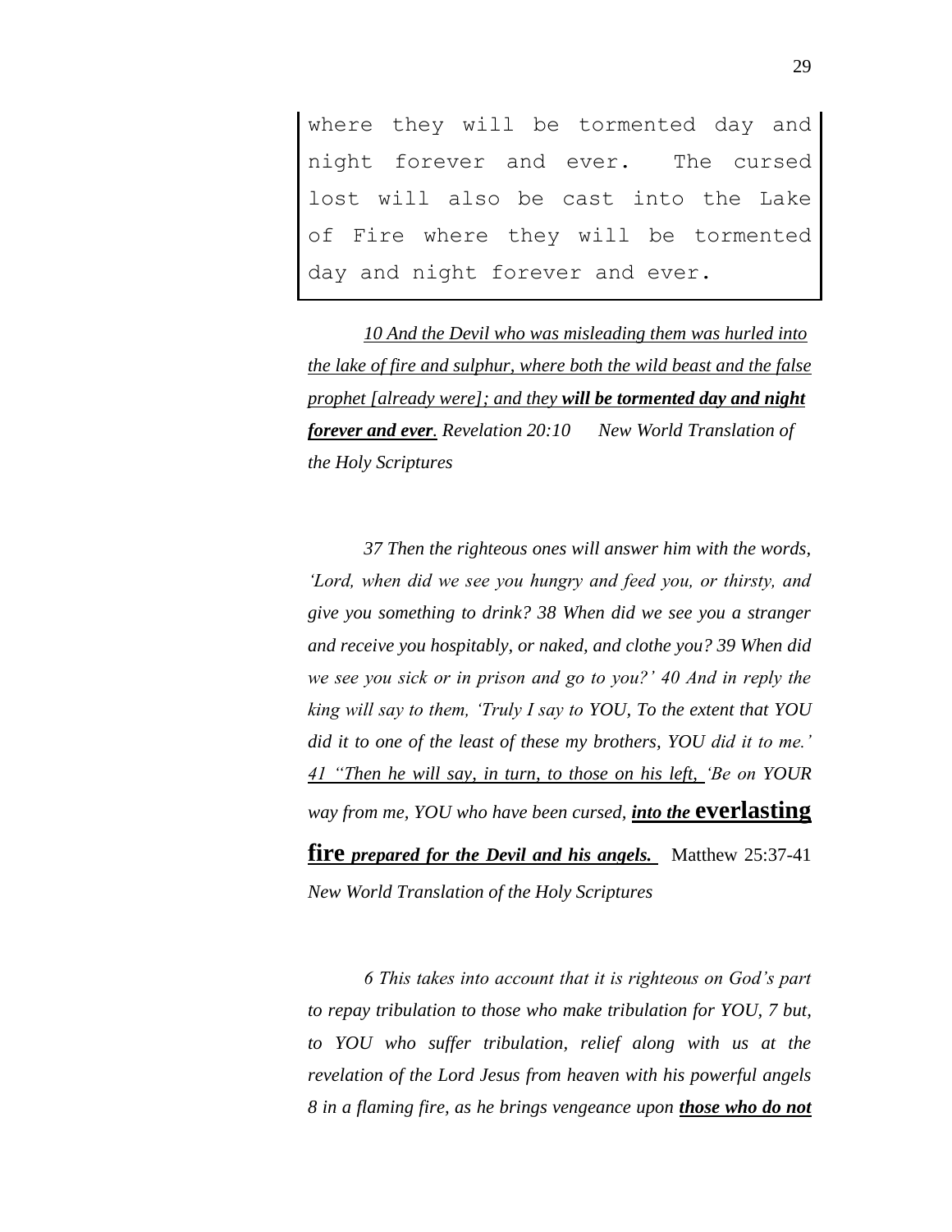where they will be tormented day and night forever and ever. The cursed lost will also be cast into the Lake of Fire where they will be tormented day and night forever and ever.

*10 And the Devil who was misleading them was hurled into the lake of fire and sulphur, where both the wild beast and the false prophet [already were]; and they* ***will be tormented day and night forever and ever****. Revelation 20:10 New World Translation of the Holy Scriptures*

*37 Then the righteous ones will answer him with the words, 'Lord, when did we see you hungry and feed you, or thirsty, and give you something to drink? 38 When did we see you a stranger and receive you hospitably, or naked, and clothe you? 39 When did we see you sick or in prison and go to you?' 40 And in reply the king will say to them, 'Truly I say to YOU, To the extent that YOU did it to one of the least of these my brothers, YOU did it to me.' 41 "Then he will say, in turn, to those on his left, 'Be on YOUR way from me, YOU who have been cursed,* ***into the* everlasting fire *prepared for the Devil and his angels.*** Matthew 25:37-41 *New World Translation of the Holy Scriptures*

*6 This takes into account that it is righteous on God's part to repay tribulation to those who make tribulation for YOU, 7 but, to YOU who suffer tribulation, relief along with us at the revelation of the Lord Jesus from heaven with his powerful angels 8 in a flaming fire, as he brings vengeance upon* ***those who do not***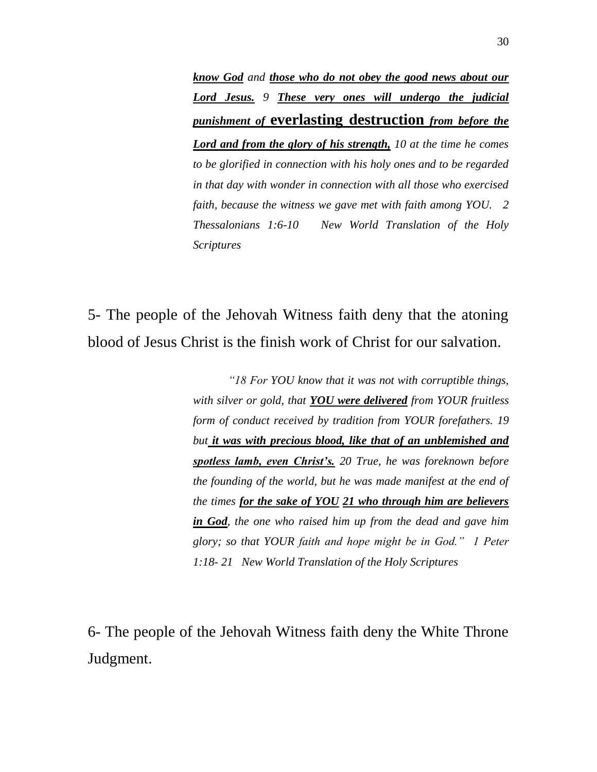> ***know God*** *and* ***those who do not obey the good news about our Lord Jesus.*** *9* ***These very ones will undergo the judicial punishment of* everlasting destruction *from before the Lord and from the glory of his strength,*** *10 at the time he comes to be glorified in connection with his holy ones and to be regarded in that day with wonder in connection with all those who exercised faith, because the witness we gave met with faith among YOU. 2 Thessalonians 1:6-10 New World Translation of the Holy Scriptures*

5- The people of the Jehovah Witness faith deny that the atoning blood of Jesus Christ is the finish work of Christ for our salvation.

> *"18 For YOU know that it was not with corruptible things, with silver or gold, that* ***YOU were delivered*** *from YOUR fruitless form of conduct received by tradition from YOUR forefathers. 19 but* ***it was with precious blood, like that of an unblemished and spotless lamb, even Christ's.*** *20 True, he was foreknown before the founding of the world, but he was made manifest at the end of the times* ***for the sake of YOU*** ***21 who through him are believers in God****, the one who raised him up from the dead and gave him glory; so that YOUR faith and hope might be in God." 1 Peter 1:18- 21 New World Translation of the Holy Scriptures*

6- The people of the Jehovah Witness faith deny the White Throne Judgment.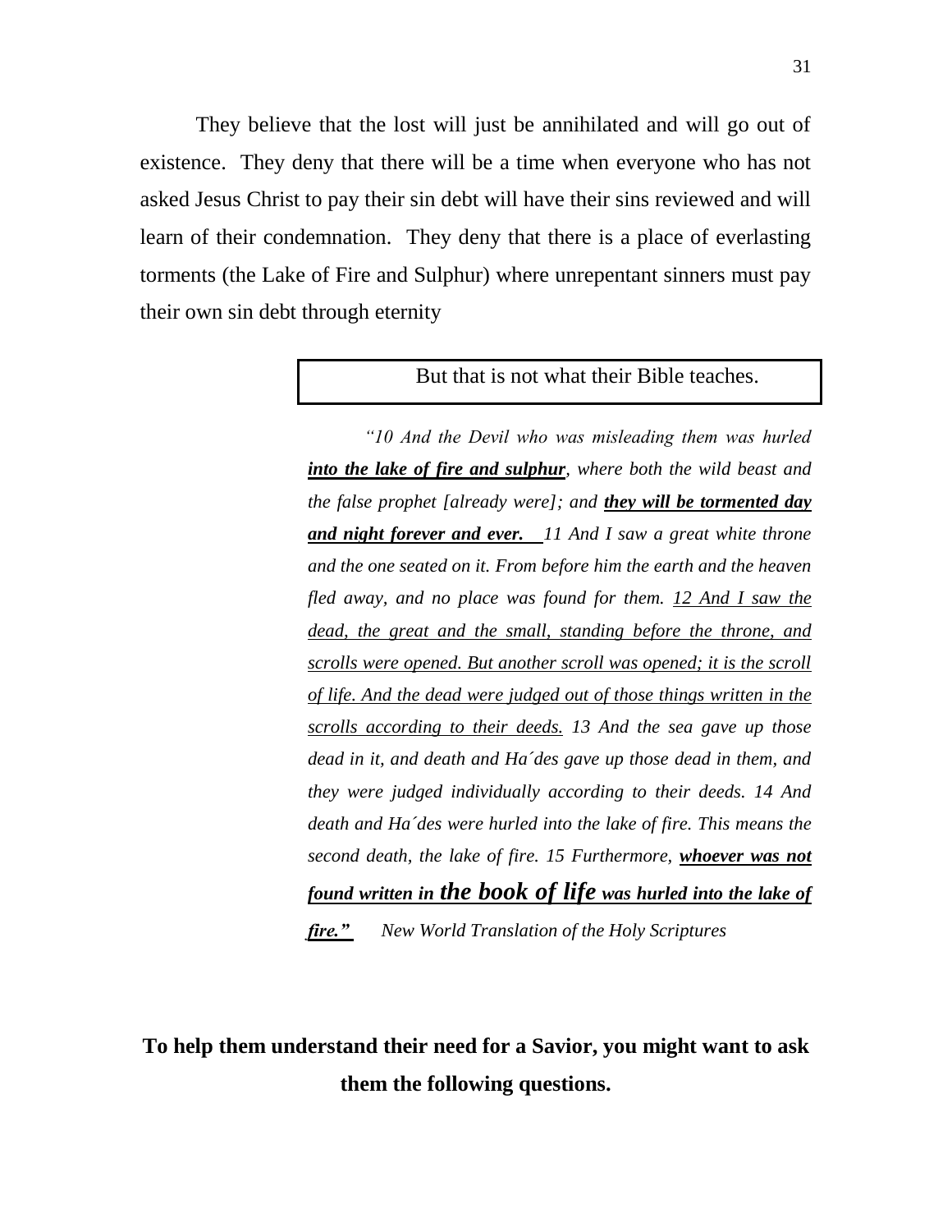They believe that the lost will just be annihilated and will go out of existence. They deny that there will be a time when everyone who has not asked Jesus Christ to pay their sin debt will have their sins reviewed and will learn of their condemnation. They deny that there is a place of everlasting torments (the Lake of Fire and Sulphur) where unrepentant sinners must pay their own sin debt through eternity

> But that is not what their Bible teaches.

*"10 And the Devil who was misleading them was hurled **<u>into the lake of fire and sulphur</u>**, where both the wild beast and the false prophet [already were]; and **<u>they will be tormented day and night forever and ever.</u>** 11 And I saw a great white throne and the one seated on it. From before him the earth and the heaven fled away, and no place was found for them. <u>12 And I saw the dead, the great and the small, standing before the throne, and scrolls were opened. But another scroll was opened; it is the scroll of life. And the dead were judged out of those things written in the scrolls according to their deeds.</u> 13 And the sea gave up those dead in it, and death and Ha´des gave up those dead in them, and they were judged individually according to their deeds. 14 And death and Ha´des were hurled into the lake of fire. This means the second death, the lake of fire. 15 Furthermore, **<u>whoever was not found written in the book of life was hurled into the lake of fire."</u>*** *New World Translation of the Holy Scriptures*

**To help them understand their need for a Savior, you might want to ask them the following questions.**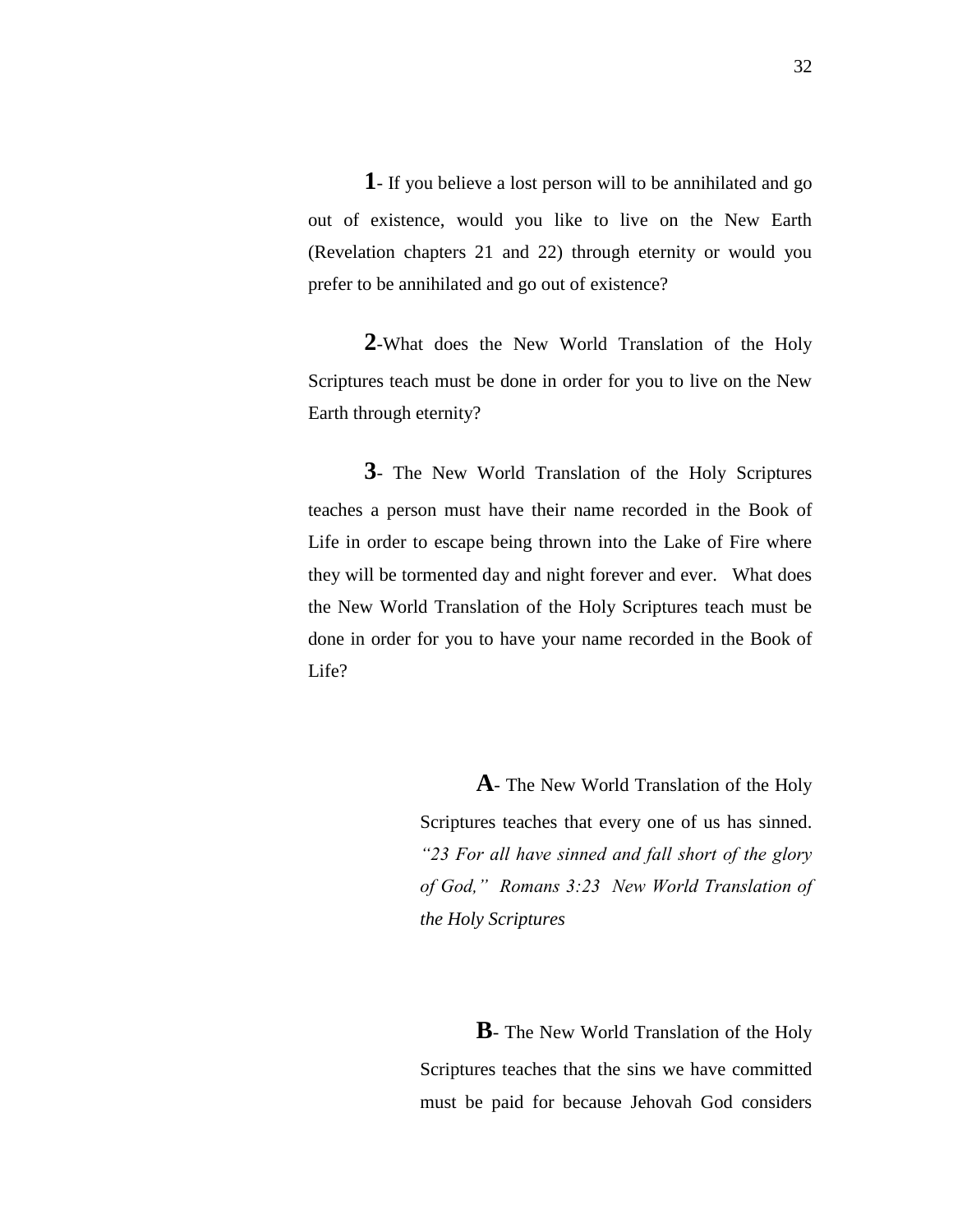**1**- If you believe a lost person will to be annihilated and go out of existence, would you like to live on the New Earth (Revelation chapters 21 and 22) through eternity or would you prefer to be annihilated and go out of existence?

**2**-What does the New World Translation of the Holy Scriptures teach must be done in order for you to live on the New Earth through eternity?

**3**- The New World Translation of the Holy Scriptures teaches a person must have their name recorded in the Book of Life in order to escape being thrown into the Lake of Fire where they will be tormented day and night forever and ever. What does the New World Translation of the Holy Scriptures teach must be done in order for you to have your name recorded in the Book of Life?

**A**- The New World Translation of the Holy Scriptures teaches that every one of us has sinned. *"23 For all have sinned and fall short of the glory of God," Romans 3:23 New World Translation of the Holy Scriptures*

**B**- The New World Translation of the Holy Scriptures teaches that the sins we have committed must be paid for because Jehovah God considers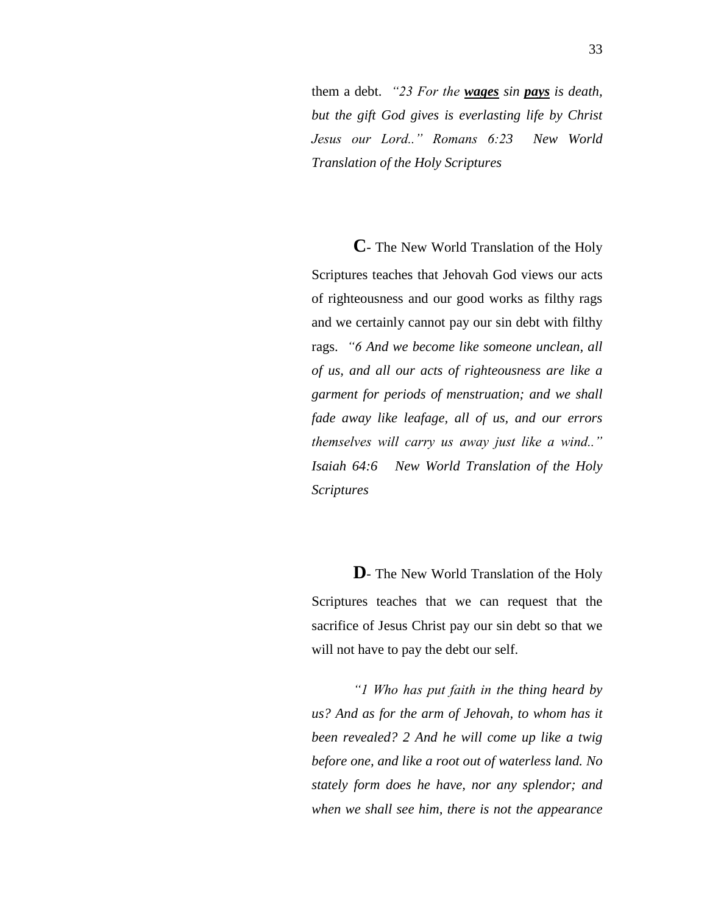them a debt. *"23 For the **wages** sin **pays** is death, but the gift God gives is everlasting life by Christ Jesus our Lord.." Romans 6:23 New World Translation of the Holy Scriptures*

**C**- The New World Translation of the Holy Scriptures teaches that Jehovah God views our acts of righteousness and our good works as filthy rags and we certainly cannot pay our sin debt with filthy rags. *"6 And we become like someone unclean, all of us, and all our acts of righteousness are like a garment for periods of menstruation; and we shall fade away like leafage, all of us, and our errors themselves will carry us away just like a wind.." Isaiah 64:6 New World Translation of the Holy Scriptures*

**D**- The New World Translation of the Holy Scriptures teaches that we can request that the sacrifice of Jesus Christ pay our sin debt so that we will not have to pay the debt our self.

*"1 Who has put faith in the thing heard by us? And as for the arm of Jehovah, to whom has it been revealed? 2 And he will come up like a twig before one, and like a root out of waterless land. No stately form does he have, nor any splendor; and when we shall see him, there is not the appearance*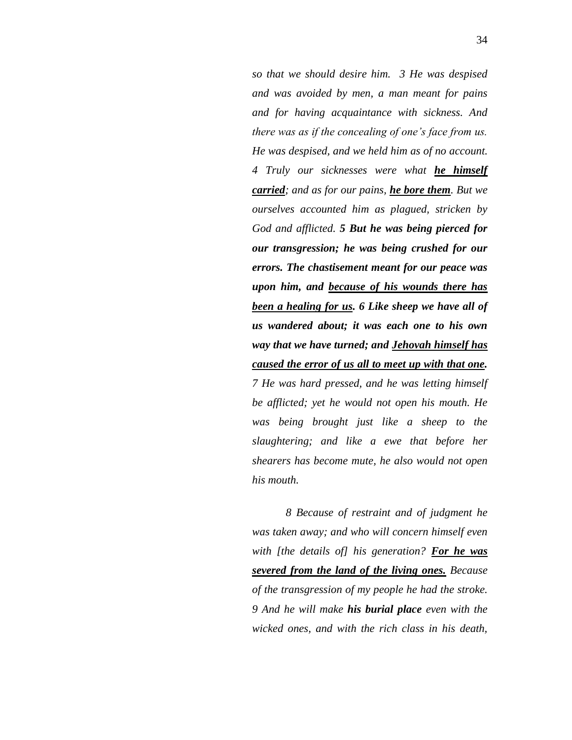*so that we should desire him. 3 He was despised and was avoided by men, a man meant for pains and for having acquaintance with sickness. And there was as if the concealing of one's face from us. He was despised, and we held him as of no account. 4 Truly our sicknesses were what* ***<u>he himself carried</u>****; and as for our pains,* ***<u>he bore them</u>****. But we ourselves accounted him as plagued, stricken by God and afflicted.* ***5 But he was being pierced for our transgression; he was being crushed for our errors. The chastisement meant for our peace was upon him, and <u>because of his wounds there has been a healing for us</u>. 6 Like sheep we have all of us wandered about; it was each one to his own way that we have turned; and <u>Jehovah himself has caused the error of us all to meet up with that one</u>.*** *7 He was hard pressed, and he was letting himself be afflicted; yet he would not open his mouth. He was being brought just like a sheep to the slaughtering; and like a ewe that before her shearers has become mute, he also would not open his mouth.*

*8 Because of restraint and of judgment he was taken away; and who will concern himself even with [the details of] his generation?* ***<u>For he was severed from the land of the living ones.</u>*** *Because of the transgression of my people he had the stroke. 9 And he will make* ***his burial place*** *even with the wicked ones, and with the rich class in his death,*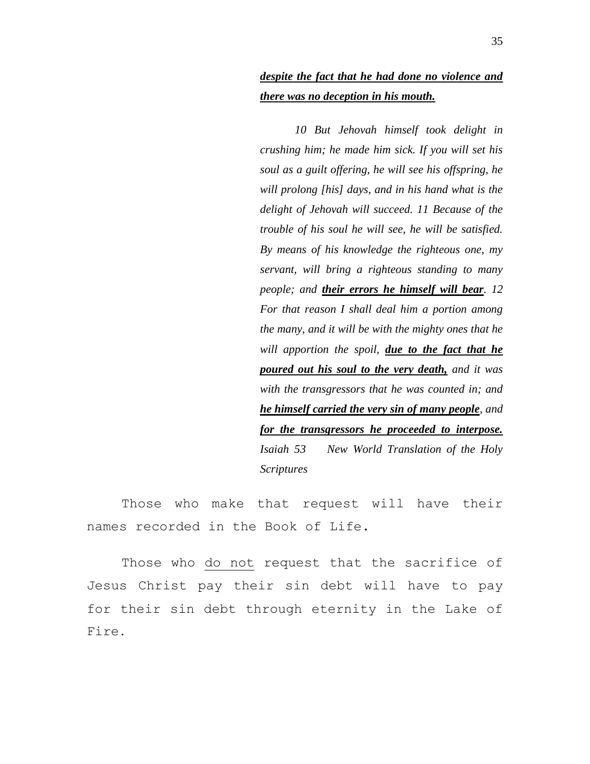> ***<u>despite the fact that he had done no violence and there was no deception in his mouth.</u>***
>
> *10 But Jehovah himself took delight in crushing him; he made him sick. If you will set his soul as a guilt offering, he will see his offspring, he will prolong [his] days, and in his hand what is the delight of Jehovah will succeed. 11 Because of the trouble of his soul he will see, he will be satisfied. By means of his knowledge the righteous one, my servant, will bring a righteous standing to many people; and* ***<u>their errors he himself will bear</u>****. 12 For that reason I shall deal him a portion among the many, and it will be with the mighty ones that he will apportion the spoil,* ***<u>due to the fact that he poured out his soul to the very death,</u>*** *and it was with the transgressors that he was counted in; and* ***<u>he himself carried the very sin of many people</u>****, and* ***<u>for the transgressors he proceeded to interpose.</u>*** *Isaiah 53 New World Translation of the Holy Scriptures*

Those who make that request will have their names recorded in the Book of Life.

Those who <u>do not</u> request that the sacrifice of Jesus Christ pay their sin debt will have to pay for their sin debt through eternity in the Lake of Fire.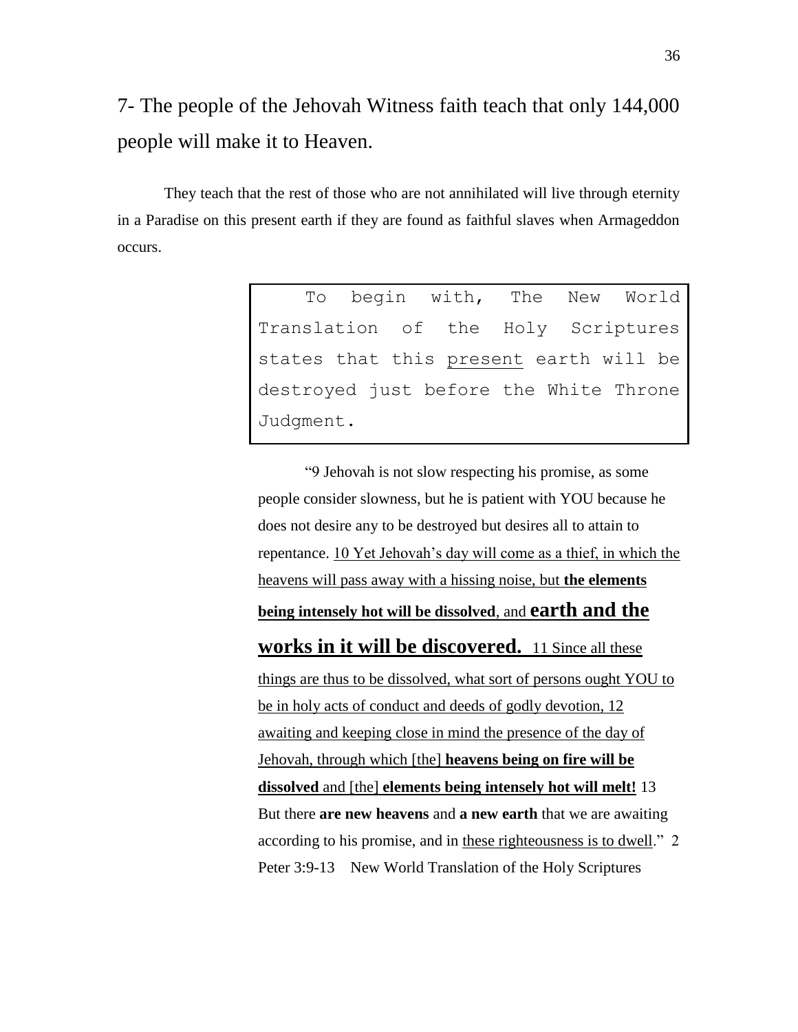## 7- The people of the Jehovah Witness faith teach that only 144,000 people will make it to Heaven.

They teach that the rest of those who are not annihilated will live through eternity in a Paradise on this present earth if they are found as faithful slaves when Armageddon occurs.

> To begin with, The New World Translation of the Holy Scriptures states that this <u>present</u> earth will be destroyed just before the White Throne Judgment.

"9 Jehovah is not slow respecting his promise, as some people consider slowness, but he is patient with YOU because he does not desire any to be destroyed but desires all to attain to repentance. <u>10 Yet Jehovah's day will come as a thief, in which the heavens will pass away with a hissing noise, but **the elements being intensely hot will be dissolved**, and **earth and the works in it will be discovered.** 11 Since all these things are thus to be dissolved, what sort of persons ought YOU to be in holy acts of conduct and deeds of godly devotion, 12 awaiting and keeping close in mind the presence of the day of Jehovah, through which [the] **heavens being on fire will be dissolved** and [the] **elements being intensely hot will melt!**</u> 13 But there **are new heavens** and **a new earth** that we are awaiting according to his promise, and in <u>these righteousness is to dwell</u>." 2 Peter 3:9-13 New World Translation of the Holy Scriptures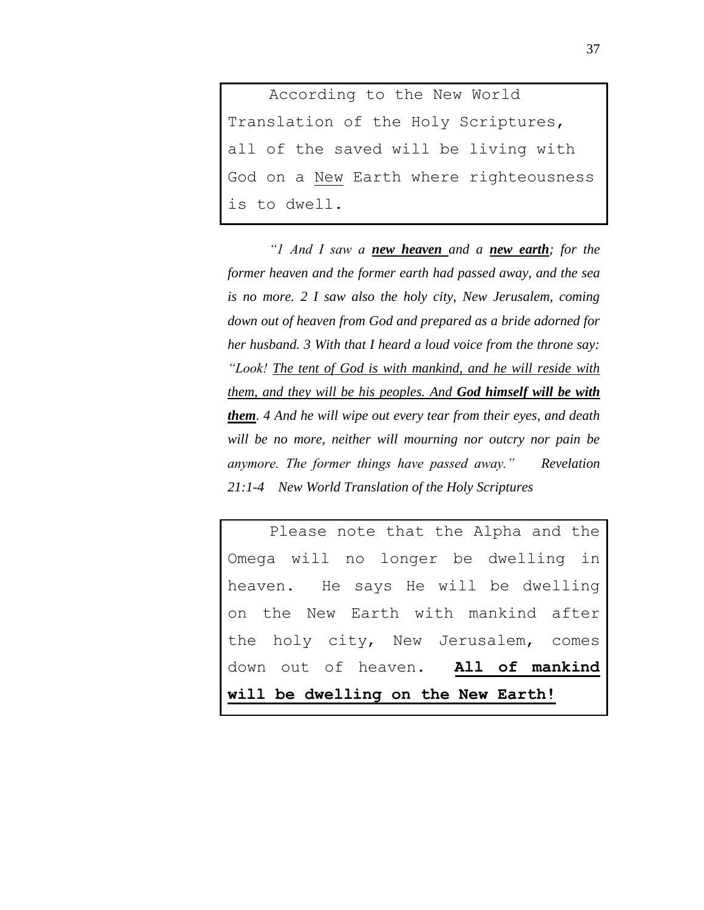According to the New World Translation of the Holy Scriptures, all of the saved will be living with God on a <u>New</u> Earth where righteousness is to dwell.

*"1 And I saw a **<u>new heaven</u>** and a **<u>new earth</u>**; for the former heaven and the former earth had passed away, and the sea is no more. 2 I saw also the holy city, New Jerusalem, coming down out of heaven from God and prepared as a bride adorned for her husband. 3 With that I heard a loud voice from the throne say: "Look! <u>The tent of God is with mankind, and he will reside with them, and they will be his peoples. And **God himself will be with them**</u>. 4 And he will wipe out every tear from their eyes, and death will be no more, neither will mourning nor outcry nor pain be anymore. The former things have passed away." Revelation 21:1-4 New World Translation of the Holy Scriptures*

Please note that the Alpha and the Omega will no longer be dwelling in heaven. He says He will be dwelling on the New Earth with mankind after the holy city, New Jerusalem, comes down out of heaven. **<u>All of mankind will be dwelling on the New Earth!</u>**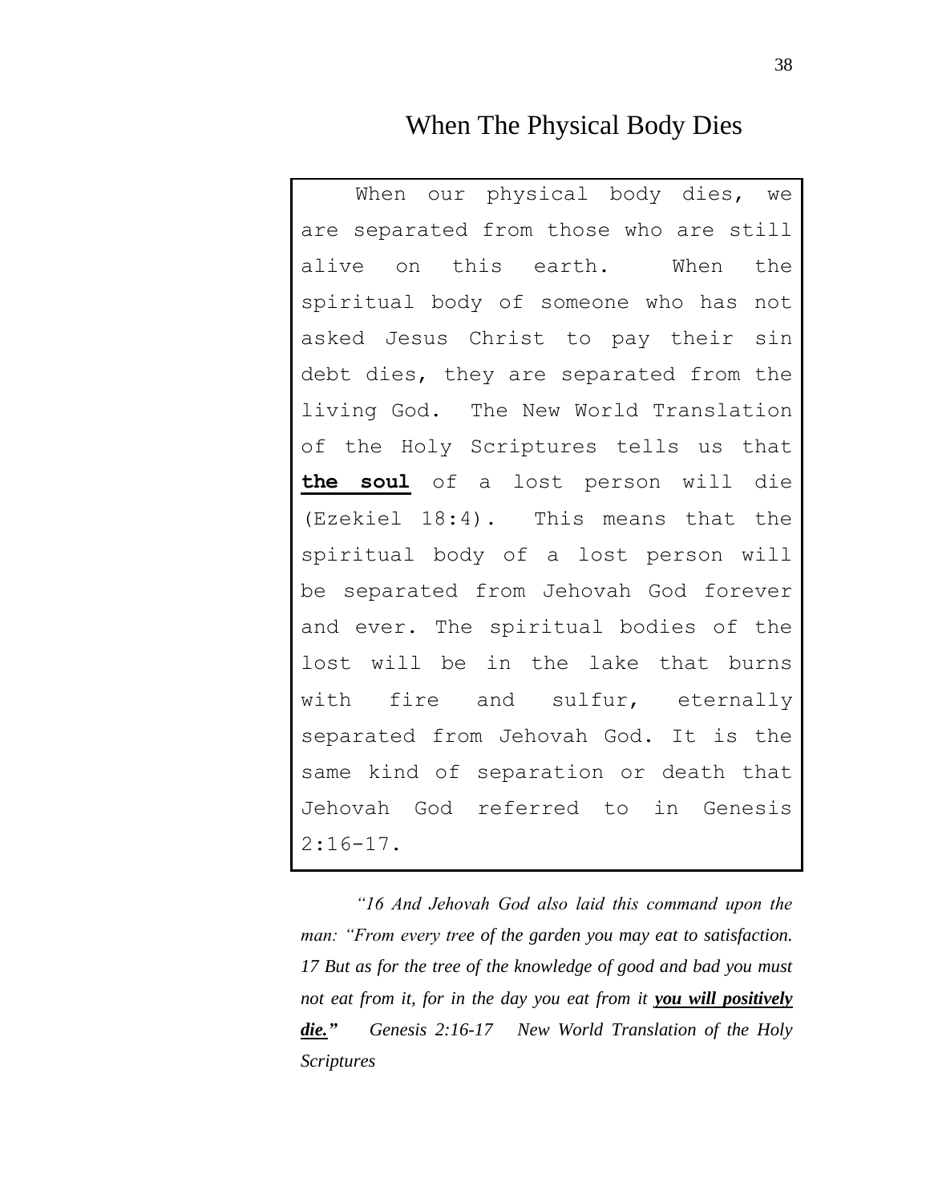# When The Physical Body Dies

When our physical body dies, we are separated from those who are still alive on this earth. When the spiritual body of someone who has not asked Jesus Christ to pay their sin debt dies, they are separated from the living God. The New World Translation of the Holy Scriptures tells us that **<u>the soul</u>** of a lost person will die (Ezekiel 18:4). This means that the spiritual body of a lost person will be separated from Jehovah God forever and ever. The spiritual bodies of the lost will be in the lake that burns with fire and sulfur, eternally separated from Jehovah God. It is the same kind of separation or death that Jehovah God referred to in Genesis 2:16-17.

*"16 And Jehovah God also laid this command upon the man: "From every tree of the garden you may eat to satisfaction. 17 But as for the tree of the knowledge of good and bad you must not eat from it, for in the day you eat from it **<u>you will positively die.</u>**" Genesis 2:16-17 New World Translation of the Holy Scriptures*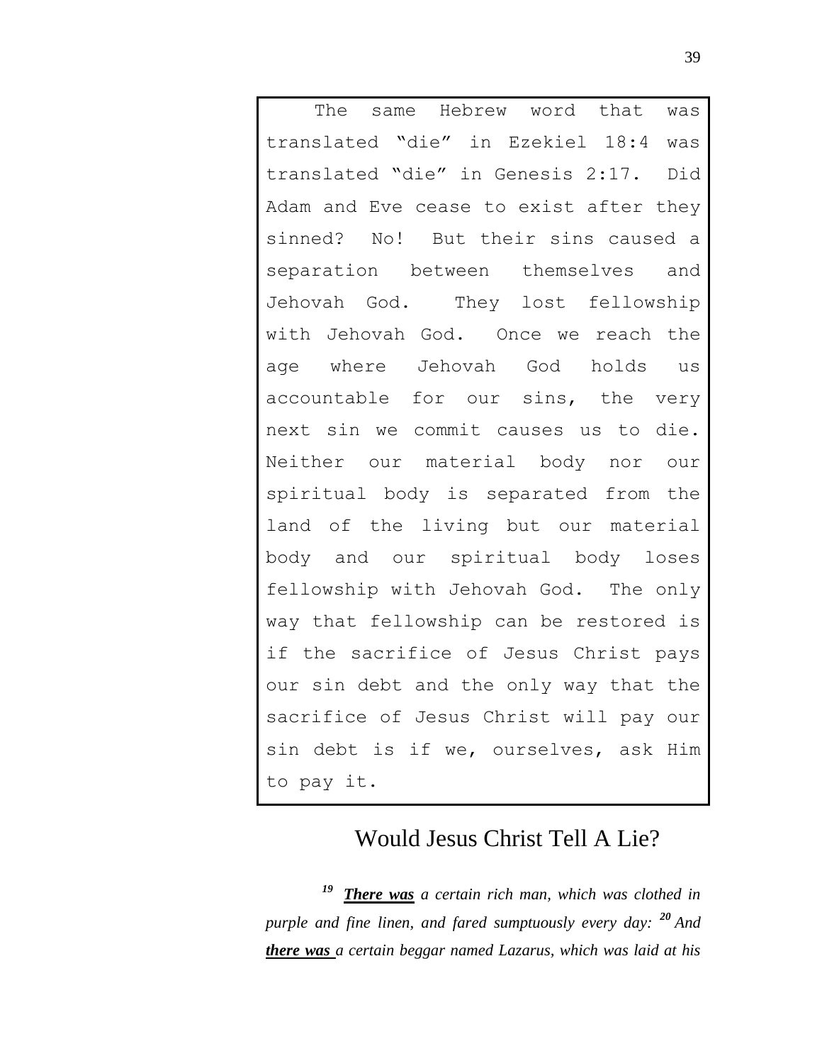The same Hebrew word that was translated "die" in Ezekiel 18:4 was translated "die" in Genesis 2:17. Did Adam and Eve cease to exist after they sinned? No! But their sins caused a separation between themselves and Jehovah God. They lost fellowship with Jehovah God. Once we reach the age where Jehovah God holds us accountable for our sins, the very next sin we commit causes us to die. Neither our material body nor our spiritual body is separated from the land of the living but our material body and our spiritual body loses fellowship with Jehovah God. The only way that fellowship can be restored is if the sacrifice of Jesus Christ pays our sin debt and the only way that the sacrifice of Jesus Christ will pay our sin debt is if we, ourselves, ask Him to pay it.

## Would Jesus Christ Tell A Lie?

***19*** ***There was*** *a certain rich man, which was clothed in purple and fine linen, and fared sumptuously every day:* ***20*** *And* ***there was*** *a certain beggar named Lazarus, which was laid at his*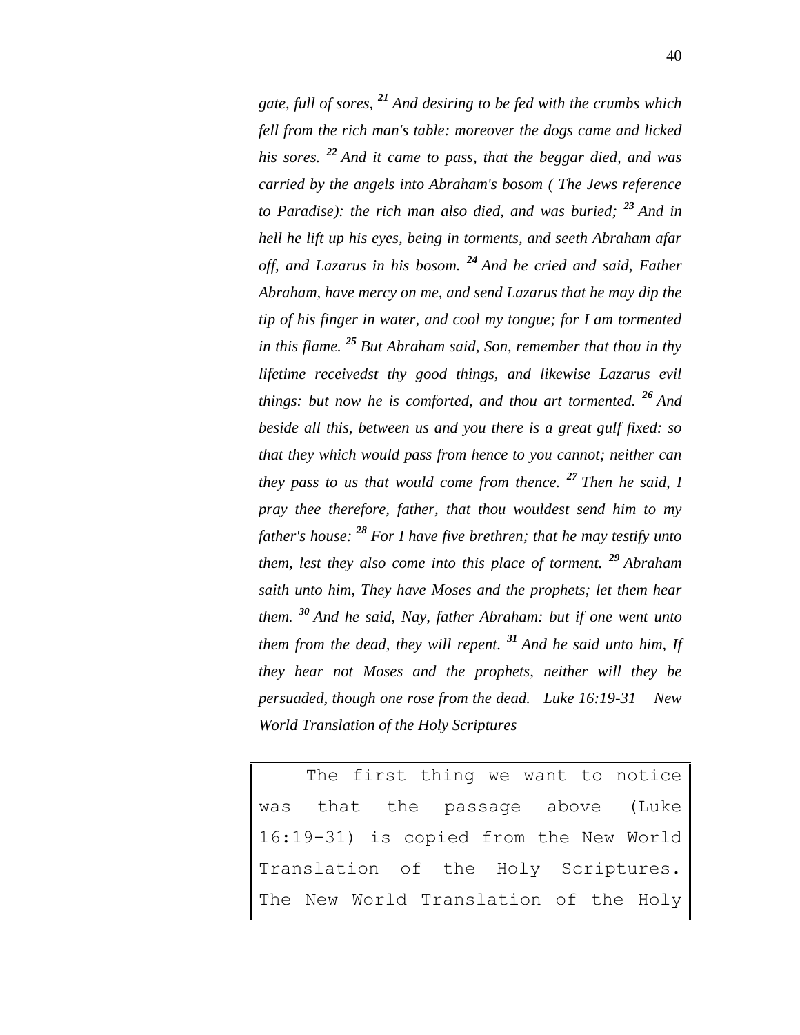*gate, full of sores,* [21] *And desiring to be fed with the crumbs which fell from the rich man's table: moreover the dogs came and licked his sores.* [22] *And it came to pass, that the beggar died, and was carried by the angels into Abraham's bosom ( The Jews reference to Paradise): the rich man also died, and was buried;* [23] *And in hell he lift up his eyes, being in torments, and seeth Abraham afar off, and Lazarus in his bosom.* [24] *And he cried and said, Father Abraham, have mercy on me, and send Lazarus that he may dip the tip of his finger in water, and cool my tongue; for I am tormented in this flame.* [25] *But Abraham said, Son, remember that thou in thy lifetime receivedst thy good things, and likewise Lazarus evil things: but now he is comforted, and thou art tormented.* [26] *And beside all this, between us and you there is a great gulf fixed: so that they which would pass from hence to you cannot; neither can they pass to us that would come from thence.* [27] *Then he said, I pray thee therefore, father, that thou wouldest send him to my father's house:* [28] *For I have five brethren; that he may testify unto them, lest they also come into this place of torment.* [29] *Abraham saith unto him, They have Moses and the prophets; let them hear them.* [30] *And he said, Nay, father Abraham: but if one went unto them from the dead, they will repent.* [31] *And he said unto him, If they hear not Moses and the prophets, neither will they be persuaded, though one rose from the dead. Luke 16:19-31 New World Translation of the Holy Scriptures*

The first thing we want to notice was that the passage above (Luke 16:19-31) is copied from the New World Translation of the Holy Scriptures. The New World Translation of the Holy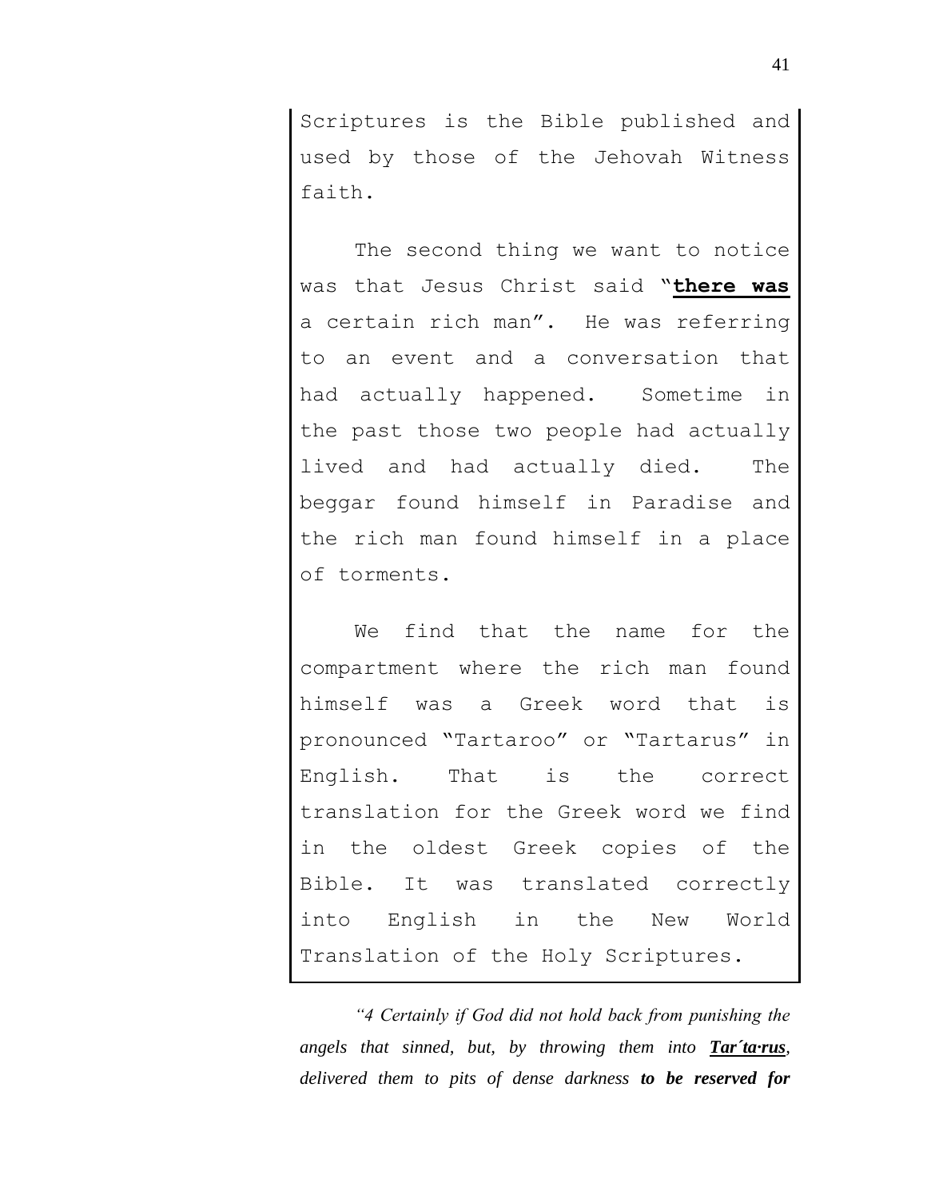Scriptures is the Bible published and used by those of the Jehovah Witness faith.

The second thing we want to notice was that Jesus Christ said "**<u>there was</u>** a certain rich man". He was referring to an event and a conversation that had actually happened. Sometime in the past those two people had actually lived and had actually died. The beggar found himself in Paradise and the rich man found himself in a place of torments.

We find that the name for the compartment where the rich man found himself was a Greek word that is pronounced "Tartaroo" or "Tartarus" in English. That is the correct translation for the Greek word we find in the oldest Greek copies of the Bible. It was translated correctly into English in the New World Translation of the Holy Scriptures.

*"4 Certainly if God did not hold back from punishing the angels that sinned, but, by throwing them into **<u>Tar´ta·rus</u>**, delivered them to pits of dense darkness **to be reserved for***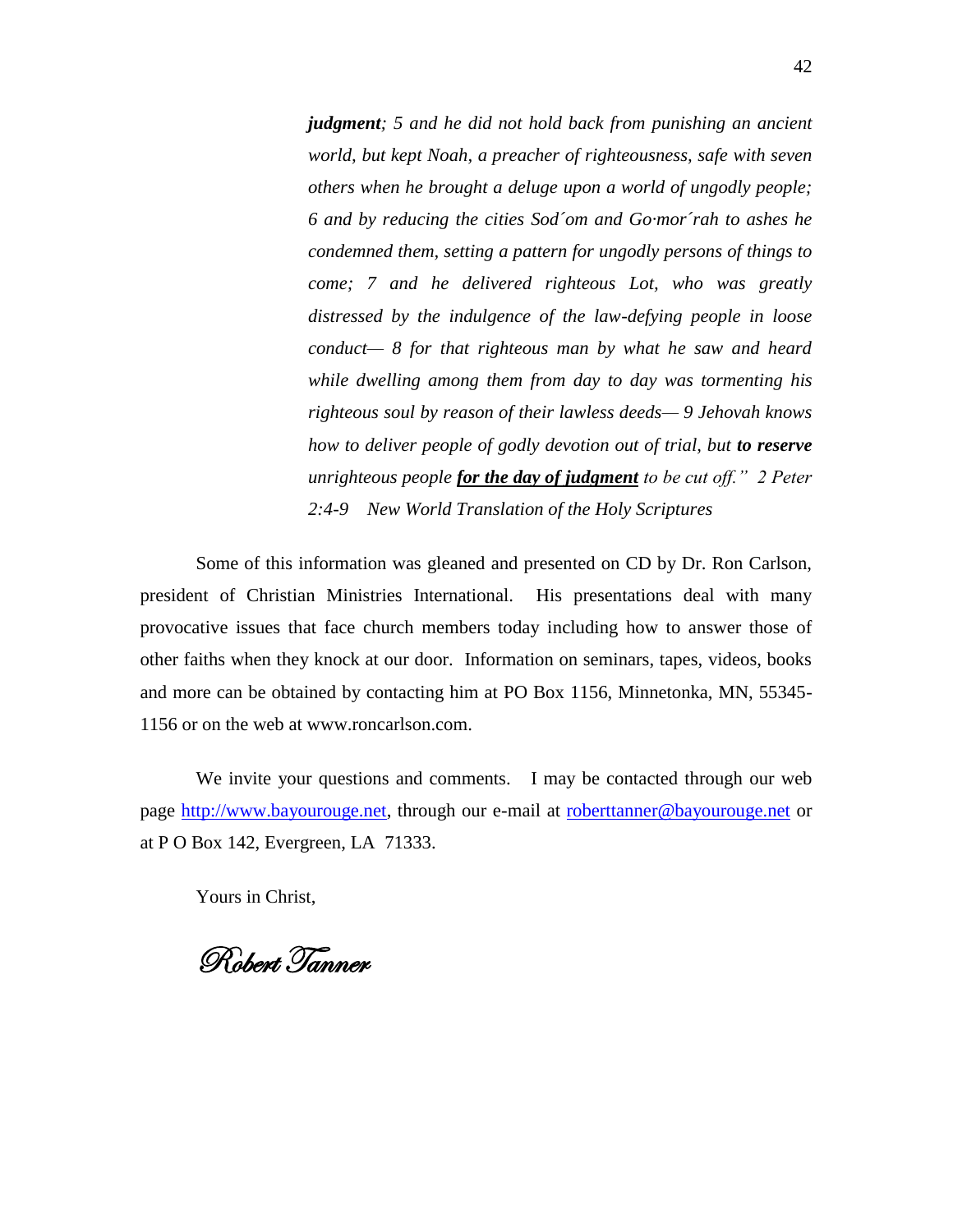> ***judgment****; 5 and he did not hold back from punishing an ancient world, but kept Noah, a preacher of righteousness, safe with seven others when he brought a deluge upon a world of ungodly people; 6 and by reducing the cities Sod´om and Go·mor´rah to ashes he condemned them, setting a pattern for ungodly persons of things to come; 7 and he delivered righteous Lot, who was greatly distressed by the indulgence of the law-defying people in loose conduct— 8 for that righteous man by what he saw and heard while dwelling among them from day to day was tormenting his righteous soul by reason of their lawless deeds— 9 Jehovah knows how to deliver people of godly devotion out of trial, but* ***to reserve*** *unrighteous people* ***<u>for the day of judgment</u>*** *to be cut off." 2 Peter 2:4-9 New World Translation of the Holy Scriptures*

Some of this information was gleaned and presented on CD by Dr. Ron Carlson, president of Christian Ministries International. His presentations deal with many provocative issues that face church members today including how to answer those of other faiths when they knock at our door. Information on seminars, tapes, videos, books and more can be obtained by contacting him at PO Box 1156, Minnetonka, MN, 55345-1156 or on the web at www.roncarlson.com.

We invite your questions and comments. I may be contacted through our web page http://www.bayourouge.net, through our e-mail at roberttanner@bayourouge.net or at P O Box 142, Evergreen, LA 71333.

Yours in Christ,

*Robert Tanner*